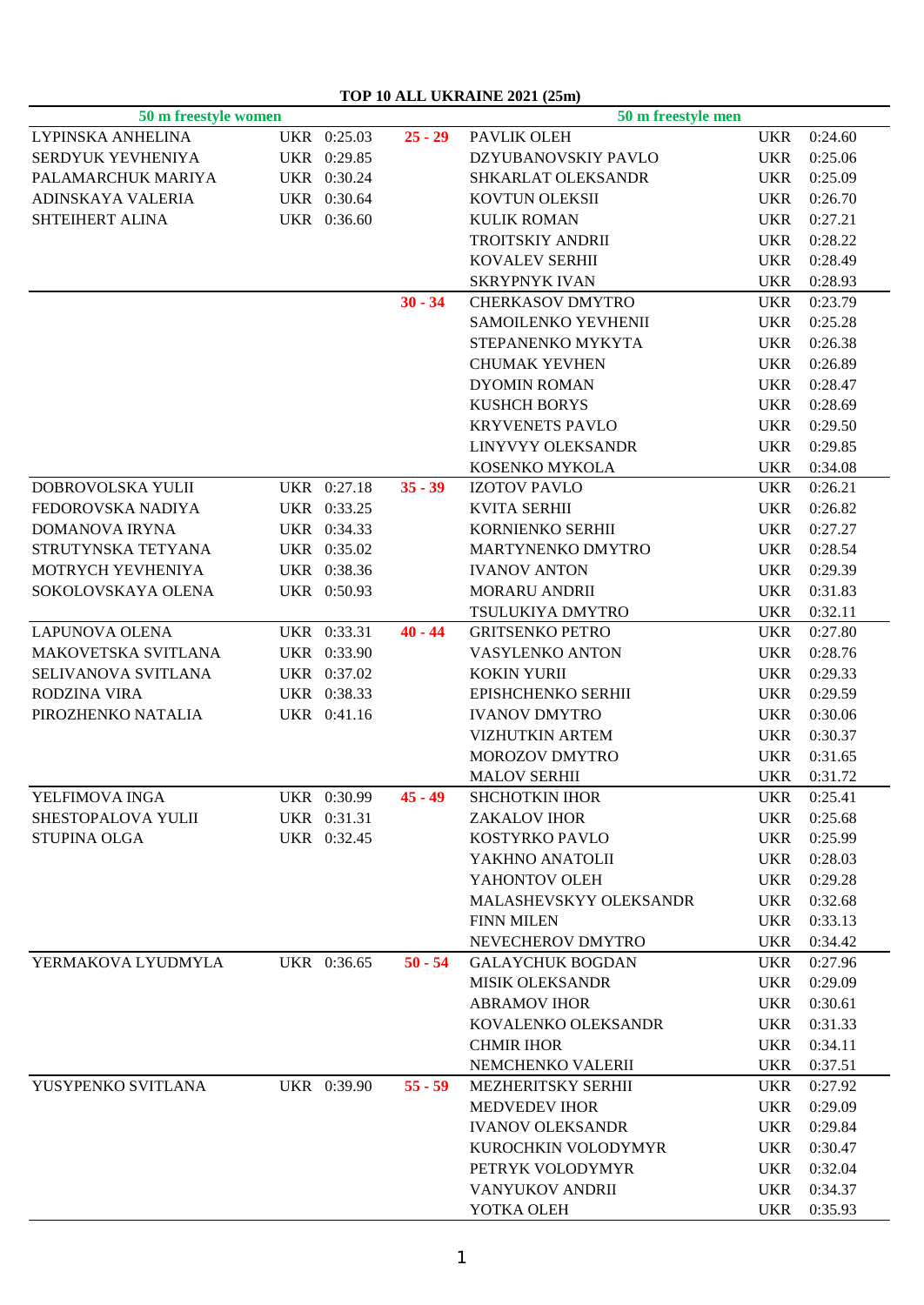# TOP 10 ALL UKRAINE 2021 (25m)

| 50 m freestyle women | | | | 50 m freestyle men | | |
|---|---|---|---|---|---|---|
| LYPINSKA ANHELINA | UKR | 0:25.03 | 25 - 29 | PAVLIK OLEH | UKR | 0:24.60 |
| SERDYUK YEVHENIYA | UKR | 0:29.85 | | DZYUBANOVSKIY PAVLO | UKR | 0:25.06 |
| PALAMARCHUK MARIYA | UKR | 0:30.24 | | SHKARLAT OLEKSANDR | UKR | 0:25.09 |
| ADINSKAYA VALERIA | UKR | 0:30.64 | | KOVTUN OLEKSII | UKR | 0:26.70 |
| SHTEIHERT ALINA | UKR | 0:36.60 | | KULIK ROMAN | UKR | 0:27.21 |
| | | | | TROITSKIY ANDRII | UKR | 0:28.22 |
| | | | | KOVALEV SERHII | UKR | 0:28.49 |
| | | | | SKRYPNYK IVAN | UKR | 0:28.93 |
| | | | 30 - 34 | CHERKASOV DMYTRO | UKR | 0:23.79 |
| | | | | SAMOILENKO YEVHENII | UKR | 0:25.28 |
| | | | | STEPANENKO MYKYTA | UKR | 0:26.38 |
| | | | | CHUMAK YEVHEN | UKR | 0:26.89 |
| | | | | DYOMIN ROMAN | UKR | 0:28.47 |
| | | | | KUSHCH BORYS | UKR | 0:28.69 |
| | | | | KRYVENETS PAVLO | UKR | 0:29.50 |
| | | | | LINYVYY OLEKSANDR | UKR | 0:29.85 |
| | | | | KOSENKO MYKOLA | UKR | 0:34.08 |
| DOBROVOLSKA YULII | UKR | 0:27.18 | 35 - 39 | IZOTOV PAVLO | UKR | 0:26.21 |
| FEDOROVSKA NADIYA | UKR | 0:33.25 | | KVITA SERHII | UKR | 0:26.82 |
| DOMANOVA IRYNA | UKR | 0:34.33 | | KORNIENKO SERHII | UKR | 0:27.27 |
| STRUTYNSKA TETYANA | UKR | 0:35.02 | | MARTYNENKO DMYTRO | UKR | 0:28.54 |
| MOTRYCH YEVHENIYA | UKR | 0:38.36 | | IVANOV ANTON | UKR | 0:29.39 |
| SOKOLOVSKAYA OLENA | UKR | 0:50.93 | | MORARU ANDRII | UKR | 0:31.83 |
| | | | | TSULUKIYA DMYTRO | UKR | 0:32.11 |
| LAPUNOVA OLENA | UKR | 0:33.31 | 40 - 44 | GRITSENKO PETRO | UKR | 0:27.80 |
| MAKOVETSKA SVITLANA | UKR | 0:33.90 | | VASYLENKO ANTON | UKR | 0:28.76 |
| SELIVANOVA SVITLANA | UKR | 0:37.02 | | KOKIN YURII | UKR | 0:29.33 |
| RODZINA VIRA | UKR | 0:38.33 | | EPISHCHENKO SERHII | UKR | 0:29.59 |
| PIROZHENKO NATALIA | UKR | 0:41.16 | | IVANOV DMYTRO | UKR | 0:30.06 |
| | | | | VIZHUTKIN ARTEM | UKR | 0:30.37 |
| | | | | MOROZOV DMYTRO | UKR | 0:31.65 |
| | | | | MALOV SERHII | UKR | 0:31.72 |
| YELFIMOVA INGA | UKR | 0:30.99 | 45 - 49 | SHCHOTKIN IHOR | UKR | 0:25.41 |
| SHESTOPALOVA YULII | UKR | 0:31.31 | | ZAKALOV IHOR | UKR | 0:25.68 |
| STUPINA OLGA | UKR | 0:32.45 | | KOSTYRKO PAVLO | UKR | 0:25.99 |
| | | | | YAKHNO ANATOLII | UKR | 0:28.03 |
| | | | | YAHONTOV OLEH | UKR | 0:29.28 |
| | | | | MALASHEVSKYY OLEKSANDR | UKR | 0:32.68 |
| | | | | FINN MILEN | UKR | 0:33.13 |
| | | | | NEVECHEROV DMYTRO | UKR | 0:34.42 |
| YERMAKOVA LYUDMYLA | UKR | 0:36.65 | 50 - 54 | GALAYCHUK BOGDAN | UKR | 0:27.96 |
| | | | | MISIK OLEKSANDR | UKR | 0:29.09 |
| | | | | ABRAMOV IHOR | UKR | 0:30.61 |
| | | | | KOVALENKO OLEKSANDR | UKR | 0:31.33 |
| | | | | CHMIR IHOR | UKR | 0:34.11 |
| | | | | NEMCHENKO VALERII | UKR | 0:37.51 |
| YUSYPENKO SVITLANA | UKR | 0:39.90 | 55 - 59 | MEZHERITSKY SERHII | UKR | 0:27.92 |
| | | | | MEDVEDEV IHOR | UKR | 0:29.09 |
| | | | | IVANOV OLEKSANDR | UKR | 0:29.84 |
| | | | | KUROCHKIN VOLODYMYR | UKR | 0:30.47 |
| | | | | PETRYK VOLODYMYR | UKR | 0:32.04 |
| | | | | VANYUKOV ANDRII | UKR | 0:34.37 |
| | | | | YOTKA OLEH | UKR | 0:35.93 |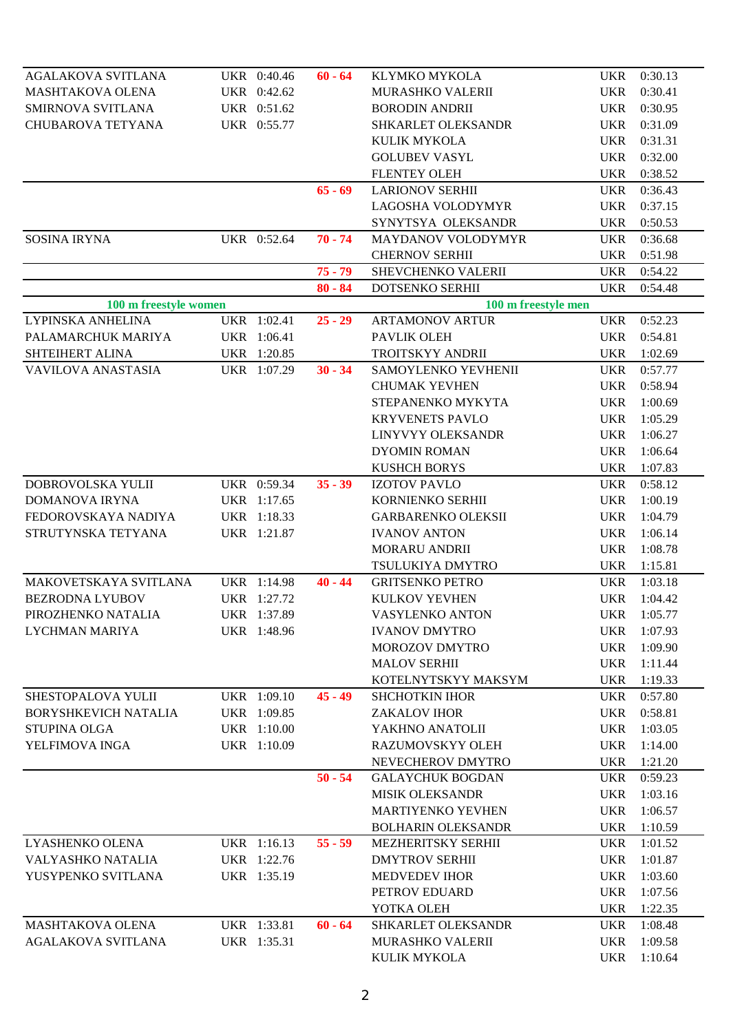| Women | | | Age | Men | | |
|---|---|---|---|---|---|---|
| AGALAKOVA SVITLANA | UKR | 0:40.46 | 60 - 64 | KLYMKO MYKOLA | UKR | 0:30.13 |
| MASHTAKOVA OLENA | UKR | 0:42.62 | | MURASHKO VALERII | UKR | 0:30.41 |
| SMIRNOVA SVITLANA | UKR | 0:51.62 | | BORODIN ANDRII | UKR | 0:30.95 |
| CHUBAROVA TETYANA | UKR | 0:55.77 | | SHKARLET OLEKSANDR | UKR | 0:31.09 |
| | | | | KULIK MYKOLA | UKR | 0:31.31 |
| | | | | GOLUBEV VASYL | UKR | 0:32.00 |
| | | | | FLENTEY OLEH | UKR | 0:38.52 |
| | | | 65 - 69 | LARIONOV SERHII | UKR | 0:36.43 |
| | | | | LAGOSHA VOLODYMYR | UKR | 0:37.15 |
| | | | | SYNYTSYA OLEKSANDR | UKR | 0:50.53 |
| SOSINA IRYNA | UKR | 0:52.64 | 70 - 74 | MAYDANOV VOLODYMYR | UKR | 0:36.68 |
| | | | | CHERNOV SERHII | UKR | 0:51.98 |
| | | | 75 - 79 | SHEVCHENKO VALERII | UKR | 0:54.22 |
| | | | 80 - 84 | DOTSENKO SERHII | UKR | 0:54.48 |

| 100 m freestyle women | | | | 100 m freestyle men | | |
|---|---|---|---|---|---|---|
| LYPINSKA ANHELINA | UKR | 1:02.41 | 25 - 29 | ARTAMONOV ARTUR | UKR | 0:52.23 |
| PALAMARCHUK MARIYA | UKR | 1:06.41 | | PAVLIK OLEH | UKR | 0:54.81 |
| SHTEIHERT ALINA | UKR | 1:20.85 | | TROITSKYY ANDRII | UKR | 1:02.69 |
| VAVILOVA ANASTASIA | UKR | 1:07.29 | 30 - 34 | SAMOYLENKO YEVHENII | UKR | 0:57.77 |
| | | | | CHUMAK YEVHEN | UKR | 0:58.94 |
| | | | | STEPANENKO MYKYTA | UKR | 1:00.69 |
| | | | | KRYVENETS PAVLO | UKR | 1:05.29 |
| | | | | LINYVYY OLEKSANDR | UKR | 1:06.27 |
| | | | | DYOMIN ROMAN | UKR | 1:06.64 |
| | | | | KUSHCH BORYS | UKR | 1:07.83 |
| DOBROVOLSKA YULII | UKR | 0:59.34 | 35 - 39 | IZOTOV PAVLO | UKR | 0:58.12 |
| DOMANOVA IRYNA | UKR | 1:17.65 | | KORNIENKO SERHII | UKR | 1:00.19 |
| FEDOROVSKAYA NADIYA | UKR | 1:18.33 | | GARBARENKO OLEKSII | UKR | 1:04.79 |
| STRUTYNSKA TETYANA | UKR | 1:21.87 | | IVANOV ANTON | UKR | 1:06.14 |
| | | | | MORARU ANDRII | UKR | 1:08.78 |
| | | | | TSULUKIYA DMYTRO | UKR | 1:15.81 |
| MAKOVETSKAYA SVITLANA | UKR | 1:14.98 | 40 - 44 | GRITSENKO PETRO | UKR | 1:03.18 |
| BEZRODNA LYUBOV | UKR | 1:27.72 | | KULKOV YEVHEN | UKR | 1:04.42 |
| PIROZHENKO NATALIA | UKR | 1:37.89 | | VASYLENKO ANTON | UKR | 1:05.77 |
| LYCHMAN MARIYA | UKR | 1:48.96 | | IVANOV DMYTRO | UKR | 1:07.93 |
| | | | | MOROZOV DMYTRO | UKR | 1:09.90 |
| | | | | MALOV SERHII | UKR | 1:11.44 |
| | | | | KOTELNYTSKYY MAKSYM | UKR | 1:19.33 |
| SHESTOPALOVA YULII | UKR | 1:09.10 | 45 - 49 | SHCHOTKIN IHOR | UKR | 0:57.80 |
| BORYSHKEVICH NATALIA | UKR | 1:09.85 | | ZAKALOV IHOR | UKR | 0:58.81 |
| STUPINA OLGA | UKR | 1:10.00 | | YAKHNO ANATOLII | UKR | 1:03.05 |
| YELFIMOVA INGA | UKR | 1:10.09 | | RAZUMOVSKYY OLEH | UKR | 1:14.00 |
| | | | | NEVECHEROV DMYTRO | UKR | 1:21.20 |
| | | | 50 - 54 | GALAYCHUK BOGDAN | UKR | 0:59.23 |
| | | | | MISIK OLEKSANDR | UKR | 1:03.16 |
| | | | | MARTIYENKO YEVHEN | UKR | 1:06.57 |
| | | | | BOLHARIN OLEKSANDR | UKR | 1:10.59 |
| LYASHENKO OLENA | UKR | 1:16.13 | 55 - 59 | MEZHERITSKY SERHII | UKR | 1:01.52 |
| VALYASHKO NATALIA | UKR | 1:22.76 | | DMYTROV SERHII | UKR | 1:01.87 |
| YUSYPENKO SVITLANA | UKR | 1:35.19 | | MEDVEDEV IHOR | UKR | 1:03.60 |
| | | | | PETROV EDUARD | UKR | 1:07.56 |
| | | | | YOTKA OLEH | UKR | 1:22.35 |
| MASHTAKOVA OLENA | UKR | 1:33.81 | 60 - 64 | SHKARLET OLEKSANDR | UKR | 1:08.48 |
| AGALAKOVA SVITLANA | UKR | 1:35.31 | | MURASHKO VALERII | UKR | 1:09.58 |
| | | | | KULIK MYKOLA | UKR | 1:10.64 |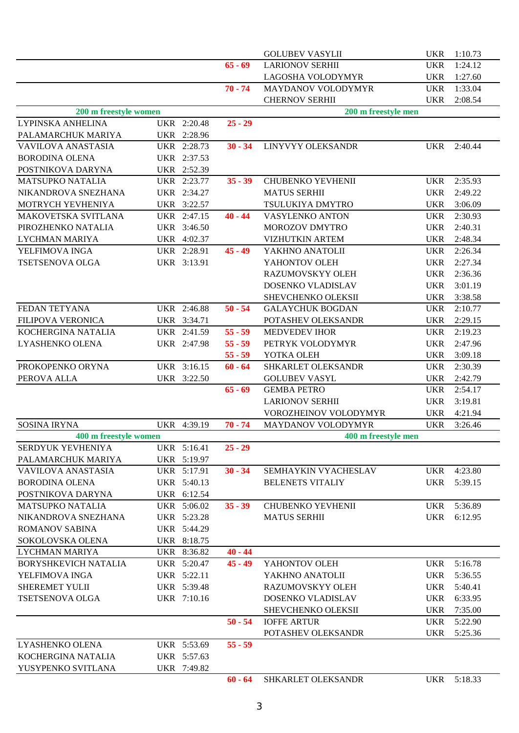| Name | Country | Time | Age group | Name | Country | Time |
|---|---|---|---|---|---|---|
| | | | | GOLUBEV VASYLII | UKR | 1:10.73 |
| | | | 65 - 69 | LARIONOV SERHII | UKR | 1:24.12 |
| | | | | LAGOSHA VOLODYMYR | UKR | 1:27.60 |
| | | | 70 - 74 | MAYDANOV VOLODYMYR | UKR | 1:33.04 |
| | | | | CHERNOV SERHII | UKR | 2:08.54 |
| **200 m freestyle women** | | | | **200 m freestyle men** | | |
| LYPINSKA ANHELINA | UKR | 2:20.48 | 25 - 29 | | | |
| PALAMARCHUK MARIYA | UKR | 2:28.96 | | | | |
| VAVILOVA ANASTASIA | UKR | 2:28.73 | 30 - 34 | LINYVYY OLEKSANDR | UKR | 2:40.44 |
| BORODINA OLENA | UKR | 2:37.53 | | | | |
| POSTNIKOVA DARYNA | UKR | 2:52.39 | | | | |
| MATSUPKO NATALIA | UKR | 2:23.77 | 35 - 39 | CHUBENKO YEVHENII | UKR | 2:35.93 |
| NIKANDROVA SNEZHANA | UKR | 2:34.27 | | MATUS SERHII | UKR | 2:49.22 |
| MOTRYCH YEVHENIYA | UKR | 3:22.57 | | TSULUKIYA DMYTRO | UKR | 3:06.09 |
| MAKOVETSKA SVITLANA | UKR | 2:47.15 | 40 - 44 | VASYLENKO ANTON | UKR | 2:30.93 |
| PIROZHENKO NATALIA | UKR | 3:46.50 | | MOROZOV DMYTRO | UKR | 2:40.31 |
| LYCHMAN MARIYA | UKR | 4:02.37 | | VIZHUTKIN ARTEM | UKR | 2:48.34 |
| YELFIMOVA INGA | UKR | 2:28.91 | 45 - 49 | YAKHNO ANATOLII | UKR | 2:26.34 |
| TSETSENOVA OLGA | UKR | 3:13.91 | | YAHONTOV OLEH | UKR | 2:27.34 |
| | | | | RAZUMOVSKYY OLEH | UKR | 2:36.36 |
| | | | | DOSENKO VLADISLAV | UKR | 3:01.19 |
| | | | | SHEVCHENKO OLEKSII | UKR | 3:38.58 |
| FEDAN TETYANA | UKR | 2:46.88 | 50 - 54 | GALAYCHUK BOGDAN | UKR | 2:10.77 |
| FILIPOVA VERONICA | UKR | 3:34.71 | | POTASHEV OLEKSANDR | UKR | 2:29.15 |
| KOCHERGINA NATALIA | UKR | 2:41.59 | 55 - 59 | MEDVEDEV IHOR | UKR | 2:19.23 |
| LYASHENKO OLENA | UKR | 2:47.98 | 55 - 59 | PETRYK VOLODYMYR | UKR | 2:47.96 |
| | | | 55 - 59 | YOTKA OLEH | UKR | 3:09.18 |
| PROKOPENKO ORYNA | UKR | 3:16.15 | 60 - 64 | SHKARLET OLEKSANDR | UKR | 2:30.39 |
| PEROVA ALLA | UKR | 3:22.50 | | GOLUBEV VASYL | UKR | 2:42.79 |
| | | | 65 - 69 | GEMBA PETRO | UKR | 2:54.17 |
| | | | | LARIONOV SERHII | UKR | 3:19.81 |
| | | | | VOROZHEINOV VOLODYMYR | UKR | 4:21.94 |
| SOSINA IRYNA | UKR | 4:39.19 | 70 - 74 | MAYDANOV VOLODYMYR | UKR | 3:26.46 |
| **400 m freestyle women** | | | | **400 m freestyle men** | | |
| SERDYUK YEVHENIYA | UKR | 5:16.41 | 25 - 29 | | | |
| PALAMARCHUK MARIYA | UKR | 5:19.97 | | | | |
| VAVILOVA ANASTASIA | UKR | 5:17.91 | 30 - 34 | SEMHAYKIN VYACHESLAV | UKR | 4:23.80 |
| BORODINA OLENA | UKR | 5:40.13 | | BELENETS VITALIY | UKR | 5:39.15 |
| POSTNIKOVA DARYNA | UKR | 6:12.54 | | | | |
| MATSUPKO NATALIA | UKR | 5:06.02 | 35 - 39 | CHUBENKO YEVHENII | UKR | 5:36.89 |
| NIKANDROVA SNEZHANA | UKR | 5:23.28 | | MATUS SERHII | UKR | 6:12.95 |
| ROMANOV SABINA | UKR | 5:44.29 | | | | |
| SOKOLOVSKA OLENA | UKR | 8:18.75 | | | | |
| LYCHMAN MARIYA | UKR | 8:36.82 | 40 - 44 | | | |
| BORYSHKEVICH NATALIA | UKR | 5:20.47 | 45 - 49 | YAHONTOV OLEH | UKR | 5:16.78 |
| YELFIMOVA INGA | UKR | 5:22.11 | | YAKHNO ANATOLII | UKR | 5:36.55 |
| SHEREMET YULII | UKR | 5:39.48 | | RAZUMOVSKYY OLEH | UKR | 5:40.41 |
| TSETSENOVA OLGA | UKR | 7:10.16 | | DOSENKO VLADISLAV | UKR | 6:33.95 |
| | | | | SHEVCHENKO OLEKSII | UKR | 7:35.00 |
| | | | 50 - 54 | IOFFE ARTUR | UKR | 5:22.90 |
| | | | | POTASHEV OLEKSANDR | UKR | 5:25.36 |
| LYASHENKO OLENA | UKR | 5:53.69 | 55 - 59 | | | |
| KOCHERGINA NATALIA | UKR | 5:57.63 | | | | |
| YUSYPENKO SVITLANA | UKR | 7:49.82 | | | | |
| | | | 60 - 64 | SHKARLET OLEKSANDR | UKR | 5:18.33 |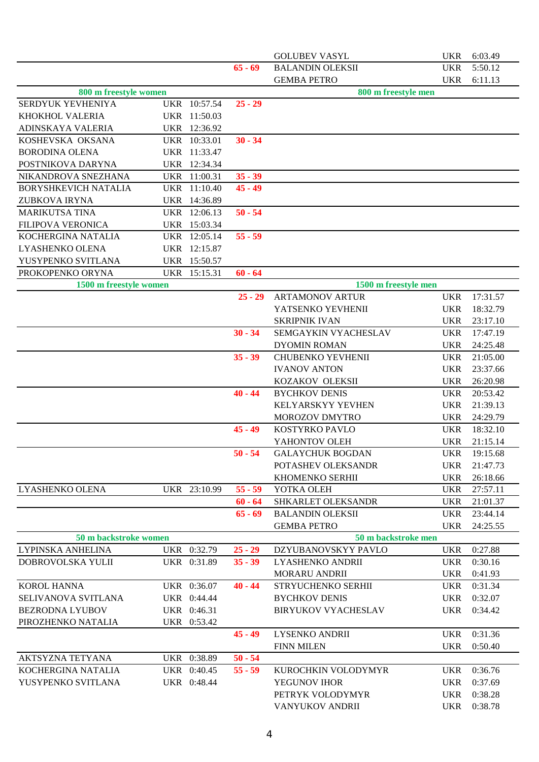| Women | Country | Time | Age group | Men | Country | Time |
|---|---|---|---|---|---|---|
| | | | | GOLUBEV VASYL | UKR | 6:03.49 |
| | | | 65 - 69 | BALANDIN OLEKSII | UKR | 5:50.12 |
| | | | | GEMBA PETRO | UKR | 6:11.13 |
| **800 m freestyle women** | | | | **800 m freestyle men** | | |
| SERDYUK YEVHENIYA | UKR | 10:57.54 | 25 - 29 | | | |
| KHOKHOL VALERIA | UKR | 11:50.03 | | | | |
| ADINSKAYA VALERIA | UKR | 12:36.92 | | | | |
| KOSHEVSKA OKSANA | UKR | 10:33.01 | 30 - 34 | | | |
| BORODINA OLENA | UKR | 11:33.47 | | | | |
| POSTNIKOVA DARYNA | UKR | 12:34.34 | | | | |
| NIKANDROVA SNEZHANA | UKR | 11:00.31 | 35 - 39 | | | |
| BORYSHKEVICH NATALIA | UKR | 11:10.40 | 45 - 49 | | | |
| ZUBKOVA IRYNA | UKR | 14:36.89 | | | | |
| MARIKUTSA TINA | UKR | 12:06.13 | 50 - 54 | | | |
| FILIPOVA VERONICA | UKR | 15:03.34 | | | | |
| KOCHERGINA NATALIA | UKR | 12:05.14 | 55 - 59 | | | |
| LYASHENKO OLENA | UKR | 12:15.87 | | | | |
| YUSYPENKO SVITLANA | UKR | 15:50.57 | | | | |
| PROKOPENKO ORYNA | UKR | 15:15.31 | 60 - 64 | | | |
| **1500 m freestyle women** | | | | **1500 m freestyle men** | | |
| | | | 25 - 29 | ARTAMONOV ARTUR | UKR | 17:31.57 |
| | | | | YATSENKO YEVHENII | UKR | 18:32.79 |
| | | | | SKRIPNIK IVAN | UKR | 23:17.10 |
| | | | 30 - 34 | SEMGAYKIN VYACHESLAV | UKR | 17:47.19 |
| | | | | DYOMIN ROMAN | UKR | 24:25.48 |
| | | | 35 - 39 | CHUBENKO YEVHENII | UKR | 21:05.00 |
| | | | | IVANOV ANTON | UKR | 23:37.66 |
| | | | | KOZAKOV OLEKSII | UKR | 26:20.98 |
| | | | 40 - 44 | BYCHKOV DENIS | UKR | 20:53.42 |
| | | | | KELYARSKYY YEVHEN | UKR | 21:39.13 |
| | | | | MOROZOV DMYTRO | UKR | 24:29.79 |
| | | | 45 - 49 | KOSTYRKO PAVLO | UKR | 18:32.10 |
| | | | | YAHONTOV OLEH | UKR | 21:15.14 |
| | | | 50 - 54 | GALAYCHUK BOGDAN | UKR | 19:15.68 |
| | | | | POTASHEV OLEKSANDR | UKR | 21:47.73 |
| | | | | KHOMENKO SERHII | UKR | 26:18.66 |
| LYASHENKO OLENA | UKR | 23:10.99 | 55 - 59 | YOTKA OLEH | UKR | 27:57.11 |
| | | | 60 - 64 | SHKARLET OLEKSANDR | UKR | 21:01.37 |
| | | | 65 - 69 | BALANDIN OLEKSII | UKR | 23:44.14 |
| | | | | GEMBA PETRO | UKR | 24:25.55 |
| **50 m backstroke women** | | | | **50 m backstroke men** | | |
| LYPINSKA ANHELINA | UKR | 0:32.79 | 25 - 29 | DZYUBANOVSKYY PAVLO | UKR | 0:27.88 |
| DOBROVOLSKA YULII | UKR | 0:31.89 | 35 - 39 | LYASHENKO ANDRII | UKR | 0:30.16 |
| | | | | MORARU ANDRII | UKR | 0:41.93 |
| KOROL HANNA | UKR | 0:36.07 | 40 - 44 | STRYUCHENKO SERHII | UKR | 0:31.34 |
| SELIVANOVA SVITLANA | UKR | 0:44.44 | | BYCHKOV DENIS | UKR | 0:32.07 |
| BEZRODNA LYUBOV | UKR | 0:46.31 | | BIRYUKOV VYACHESLAV | UKR | 0:34.42 |
| PIROZHENKO NATALIA | UKR | 0:53.42 | | | | |
| | | | 45 - 49 | LYSENKO ANDRII | UKR | 0:31.36 |
| | | | | FINN MILEN | UKR | 0:50.40 |
| AKTSYZNA TETYANA | UKR | 0:38.89 | 50 - 54 | | | |
| KOCHERGINA NATALIA | UKR | 0:40.45 | 55 - 59 | KUROCHKIN VOLODYMYR | UKR | 0:36.76 |
| YUSYPENKO SVITLANA | UKR | 0:48.44 | | YEGUNOV IHOR | UKR | 0:37.69 |
| | | | | PETRYK VOLODYMYR | UKR | 0:38.28 |
| | | | | VANYUKOV ANDRII | UKR | 0:38.78 |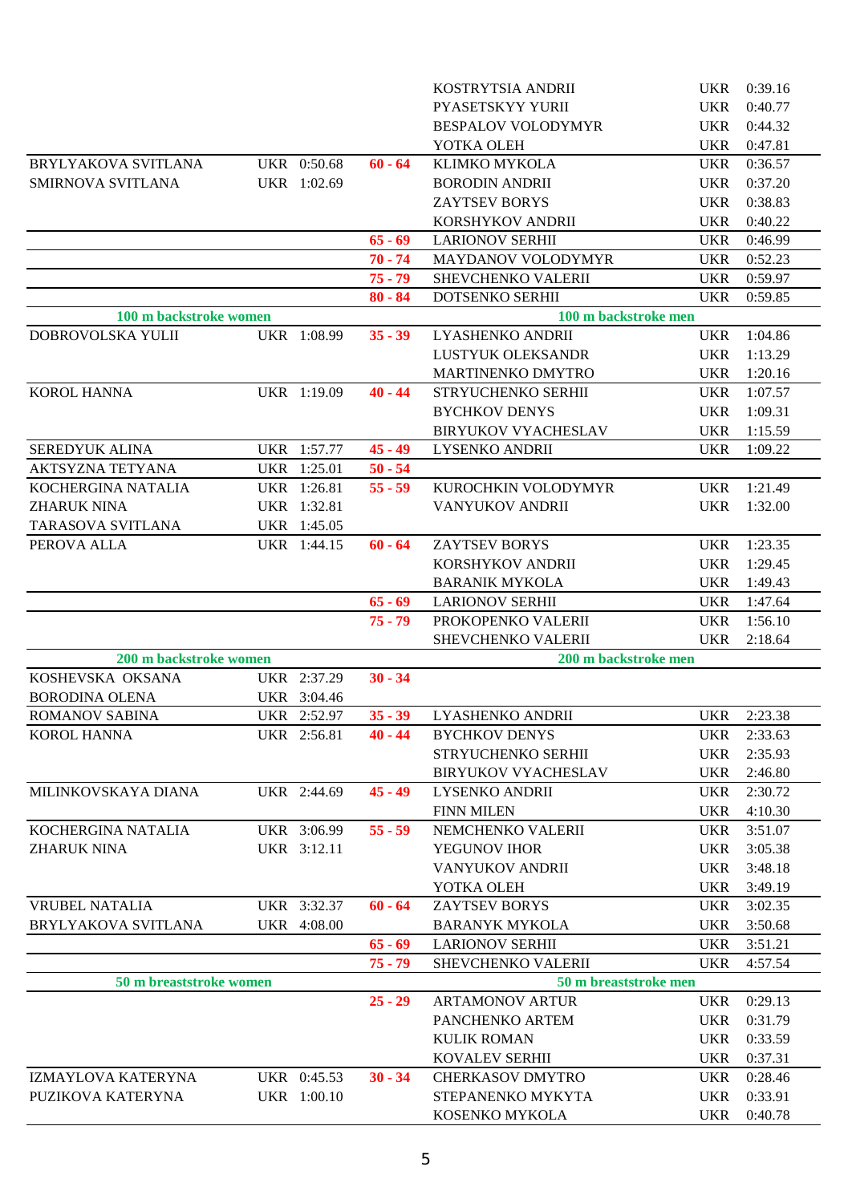| Women | | | Age | Men | | |
|---|---|---|---|---|---|---|
| | | | | KOSTRYTSIA ANDRII | UKR | 0:39.16 |
| | | | | PYASETSKYY YURII | UKR | 0:40.77 |
| | | | | BESPALOV VOLODYMYR | UKR | 0:44.32 |
| | | | | YOTKA OLEH | UKR | 0:47.81 |
| BRYLYAKOVA SVITLANA | UKR | 0:50.68 | **60 - 64** | KLIMKO MYKOLA | UKR | 0:36.57 |
| SMIRNOVA SVITLANA | UKR | 1:02.69 | | BORODIN ANDRII | UKR | 0:37.20 |
| | | | | ZAYTSEV BORYS | UKR | 0:38.83 |
| | | | | KORSHYKOV ANDRII | UKR | 0:40.22 |
| | | | **65 - 69** | LARIONOV SERHII | UKR | 0:46.99 |
| | | | **70 - 74** | MAYDANOV VOLODYMYR | UKR | 0:52.23 |
| | | | **75 - 79** | SHEVCHENKO VALERII | UKR | 0:59.97 |
| | | | **80 - 84** | DOTSENKO SERHII | UKR | 0:59.85 |
| **100 m backstroke women** | | | | **100 m backstroke men** | | |
| DOBROVOLSKA YULII | UKR | 1:08.99 | **35 - 39** | LYASHENKO ANDRII | UKR | 1:04.86 |
| | | | | LUSTYUK OLEKSANDR | UKR | 1:13.29 |
| | | | | MARTINENKO DMYTRO | UKR | 1:20.16 |
| KOROL HANNA | UKR | 1:19.09 | **40 - 44** | STRYUCHENKO SERHII | UKR | 1:07.57 |
| | | | | BYCHKOV DENYS | UKR | 1:09.31 |
| | | | | BIRYUKOV VYACHESLAV | UKR | 1:15.59 |
| SEREDYUK ALINA | UKR | 1:57.77 | **45 - 49** | LYSENKO ANDRII | UKR | 1:09.22 |
| AKTSYZNA TETYANA | UKR | 1:25.01 | **50 - 54** | | | |
| KOCHERGINA NATALIA | UKR | 1:26.81 | **55 - 59** | KUROCHKIN VOLODYMYR | UKR | 1:21.49 |
| ZHARUK NINA | UKR | 1:32.81 | | VANYUKOV ANDRII | UKR | 1:32.00 |
| TARASOVA SVITLANA | UKR | 1:45.05 | | | | |
| PEROVA ALLA | UKR | 1:44.15 | **60 - 64** | ZAYTSEV BORYS | UKR | 1:23.35 |
| | | | | KORSHYKOV ANDRII | UKR | 1:29.45 |
| | | | | BARANIK MYKOLA | UKR | 1:49.43 |
| | | | **65 - 69** | LARIONOV SERHII | UKR | 1:47.64 |
| | | | **75 - 79** | PROKOPENKO VALERII | UKR | 1:56.10 |
| | | | | SHEVCHENKO VALERII | UKR | 2:18.64 |
| **200 m backstroke women** | | | | **200 m backstroke men** | | |
| KOSHEVSKA OKSANA | UKR | 2:37.29 | **30 - 34** | | | |
| BORODINA OLENA | UKR | 3:04.46 | | | | |
| ROMANOV SABINA | UKR | 2:52.97 | **35 - 39** | LYASHENKO ANDRII | UKR | 2:23.38 |
| KOROL HANNA | UKR | 2:56.81 | **40 - 44** | BYCHKOV DENYS | UKR | 2:33.63 |
| | | | | STRYUCHENKO SERHII | UKR | 2:35.93 |
| | | | | BIRYUKOV VYACHESLAV | UKR | 2:46.80 |
| MILINKOVSKAYA DIANA | UKR | 2:44.69 | **45 - 49** | LYSENKO ANDRII | UKR | 2:30.72 |
| | | | | FINN MILEN | UKR | 4:10.30 |
| KOCHERGINA NATALIA | UKR | 3:06.99 | **55 - 59** | NEMCHENKO VALERII | UKR | 3:51.07 |
| ZHARUK NINA | UKR | 3:12.11 | | YEGUNOV IHOR | UKR | 3:05.38 |
| | | | | VANYUKOV ANDRII | UKR | 3:48.18 |
| | | | | YOTKA OLEH | UKR | 3:49.19 |
| VRUBEL NATALIA | UKR | 3:32.37 | **60 - 64** | ZAYTSEV BORYS | UKR | 3:02.35 |
| BRYLYAKOVA SVITLANA | UKR | 4:08.00 | | BARANYK MYKOLA | UKR | 3:50.68 |
| | | | **65 - 69** | LARIONOV SERHII | UKR | 3:51.21 |
| | | | **75 - 79** | SHEVCHENKO VALERII | UKR | 4:57.54 |
| **50 m breaststroke women** | | | | **50 m breaststroke men** | | |
| | | | **25 - 29** | ARTAMONOV ARTUR | UKR | 0:29.13 |
| | | | | PANCHENKO ARTEM | UKR | 0:31.79 |
| | | | | KULIK ROMAN | UKR | 0:33.59 |
| | | | | KOVALEV SERHII | UKR | 0:37.31 |
| IZMAYLOVA KATERYNA | UKR | 0:45.53 | **30 - 34** | CHERKASOV DMYTRO | UKR | 0:28.46 |
| PUZIKOVA KATERYNA | UKR | 1:00.10 | | STEPANENKO MYKYTA | UKR | 0:33.91 |
| | | | | KOSENKO MYKOLA | UKR | 0:40.78 |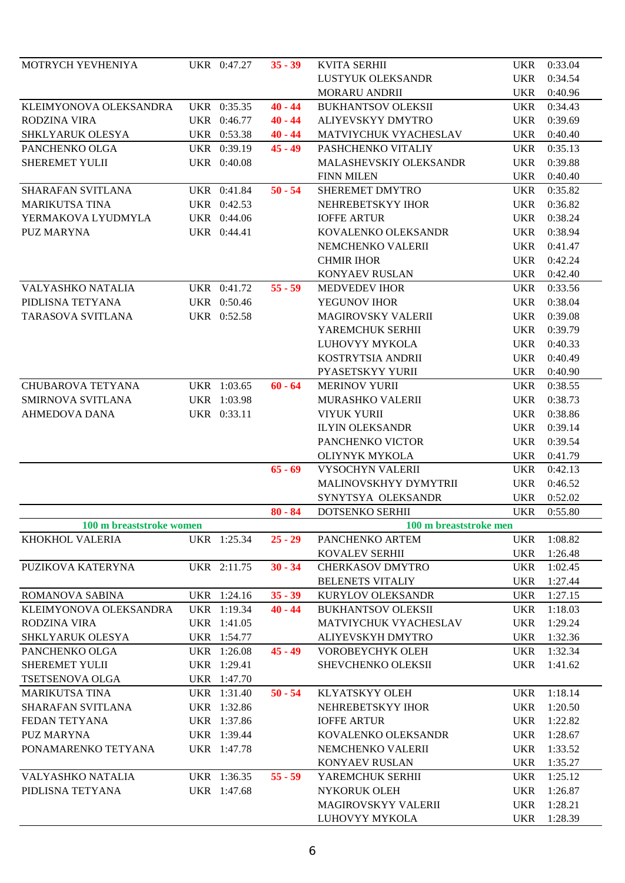| | | | | | | |
|---|---|---|---|---|---|---|
| MOTRYCH YEVHENIYA | UKR | 0:47.27 | 35 - 39 | KVITA SERHII | UKR | 0:33.04 |
| | | | | LUSTYUK OLEKSANDR | UKR | 0:34.54 |
| | | | | MORARU ANDRII | UKR | 0:40.96 |
| KLEIMYONOVA OLEKSANDRA | UKR | 0:35.35 | 40 - 44 | BUKHANTSOV OLEKSII | UKR | 0:34.43 |
| RODZINA VIRA | UKR | 0:46.77 | 40 - 44 | ALIYEVSKYY DMYTRO | UKR | 0:39.69 |
| SHKLYARUK OLESYA | UKR | 0:53.38 | 40 - 44 | MATVIYCHUK VYACHESLAV | UKR | 0:40.40 |
| PANCHENKO OLGA | UKR | 0:39.19 | 45 - 49 | PASHCHENKO VITALIY | UKR | 0:35.13 |
| SHEREMET YULII | UKR | 0:40.08 | | MALASHEVSKIY OLEKSANDR | UKR | 0:39.88 |
| | | | | FINN MILEN | UKR | 0:40.40 |
| SHARAFAN SVITLANA | UKR | 0:41.84 | 50 - 54 | SHEREMET DMYTRO | UKR | 0:35.82 |
| MARIKUTSA TINA | UKR | 0:42.53 | | NEHREBETSKYY IHOR | UKR | 0:36.82 |
| YERMAKOVA LYUDMYLA | UKR | 0:44.06 | | IOFFE ARTUR | UKR | 0:38.24 |
| PUZ MARYNA | UKR | 0:44.41 | | KOVALENKO OLEKSANDR | UKR | 0:38.94 |
| | | | | NEMCHENKO VALERII | UKR | 0:41.47 |
| | | | | CHMIR IHOR | UKR | 0:42.24 |
| | | | | KONYAEV RUSLAN | UKR | 0:42.40 |
| VALYASHKO NATALIA | UKR | 0:41.72 | 55 - 59 | MEDVEDEV IHOR | UKR | 0:33.56 |
| PIDLISNA TETYANA | UKR | 0:50.46 | | YEGUNOV IHOR | UKR | 0:38.04 |
| TARASOVA SVITLANA | UKR | 0:52.58 | | MAGIROVSKY VALERII | UKR | 0:39.08 |
| | | | | YAREMCHUK SERHII | UKR | 0:39.79 |
| | | | | LUHOVYY MYKOLA | UKR | 0:40.33 |
| | | | | KOSTRYTSIA ANDRII | UKR | 0:40.49 |
| | | | | PYASETSKYY YURII | UKR | 0:40.90 |
| CHUBAROVA TETYANA | UKR | 1:03.65 | 60 - 64 | MERINOV YURII | UKR | 0:38.55 |
| SMIRNOVA SVITLANA | UKR | 1:03.98 | | MURASHKO VALERII | UKR | 0:38.73 |
| AHMEDOVA DANA | UKR | 0:33.11 | | VIYUK YURII | UKR | 0:38.86 |
| | | | | ILYIN OLEKSANDR | UKR | 0:39.14 |
| | | | | PANCHENKO VICTOR | UKR | 0:39.54 |
| | | | | OLIYNYK MYKOLA | UKR | 0:41.79 |
| | | | 65 - 69 | VYSOCHYN VALERII | UKR | 0:42.13 |
| | | | | MALINOVSKHYY DYMYTRII | UKR | 0:46.52 |
| | | | | SYNYTSYA OLEKSANDR | UKR | 0:52.02 |
| | | | 80 - 84 | DOTSENKO SERHII | UKR | 0:55.80 |
| **100 m breaststroke women** | | | | **100 m breaststroke men** | | |
| KHOKHOL VALERIA | UKR | 1:25.34 | 25 - 29 | PANCHENKO ARTEM | UKR | 1:08.82 |
| | | | | KOVALEV SERHII | UKR | 1:26.48 |
| PUZIKOVA KATERYNA | UKR | 2:11.75 | 30 - 34 | CHERKASOV DMYTRO | UKR | 1:02.45 |
| | | | | BELENETS VITALIY | UKR | 1:27.44 |
| ROMANOVA SABINA | UKR | 1:24.16 | 35 - 39 | KURYLOV OLEKSANDR | UKR | 1:27.15 |
| KLEIMYONOVA OLEKSANDRA | UKR | 1:19.34 | 40 - 44 | BUKHANTSOV OLEKSII | UKR | 1:18.03 |
| RODZINA VIRA | UKR | 1:41.05 | | MATVIYCHUK VYACHESLAV | UKR | 1:29.24 |
| SHKLYARUK OLESYA | UKR | 1:54.77 | | ALIYEVSKYH DMYTRO | UKR | 1:32.36 |
| PANCHENKO OLGA | UKR | 1:26.08 | 45 - 49 | VOROBEYCHYK OLEH | UKR | 1:32.34 |
| SHEREMET YULII | UKR | 1:29.41 | | SHEVCHENKO OLEKSII | UKR | 1:41.62 |
| TSETSENOVA OLGA | UKR | 1:47.70 | | | | |
| MARIKUTSA TINA | UKR | 1:31.40 | 50 - 54 | KLYATSKYY OLEH | UKR | 1:18.14 |
| SHARAFAN SVITLANA | UKR | 1:32.86 | | NEHREBETSKYY IHOR | UKR | 1:20.50 |
| FEDAN TETYANA | UKR | 1:37.86 | | IOFFE ARTUR | UKR | 1:22.82 |
| PUZ MARYNA | UKR | 1:39.44 | | KOVALENKO OLEKSANDR | UKR | 1:28.67 |
| PONAMARENKO TETYANA | UKR | 1:47.78 | | NEMCHENKO VALERII | UKR | 1:33.52 |
| | | | | KONYAEV RUSLAN | UKR | 1:35.27 |
| VALYASHKO NATALIA | UKR | 1:36.35 | 55 - 59 | YAREMCHUK SERHII | UKR | 1:25.12 |
| PIDLISNA TETYANA | UKR | 1:47.68 | | NYKORUK OLEH | UKR | 1:26.87 |
| | | | | MAGIROVSKYY VALERII | UKR | 1:28.21 |
| | | | | LUHOVYY MYKOLA | UKR | 1:28.39 |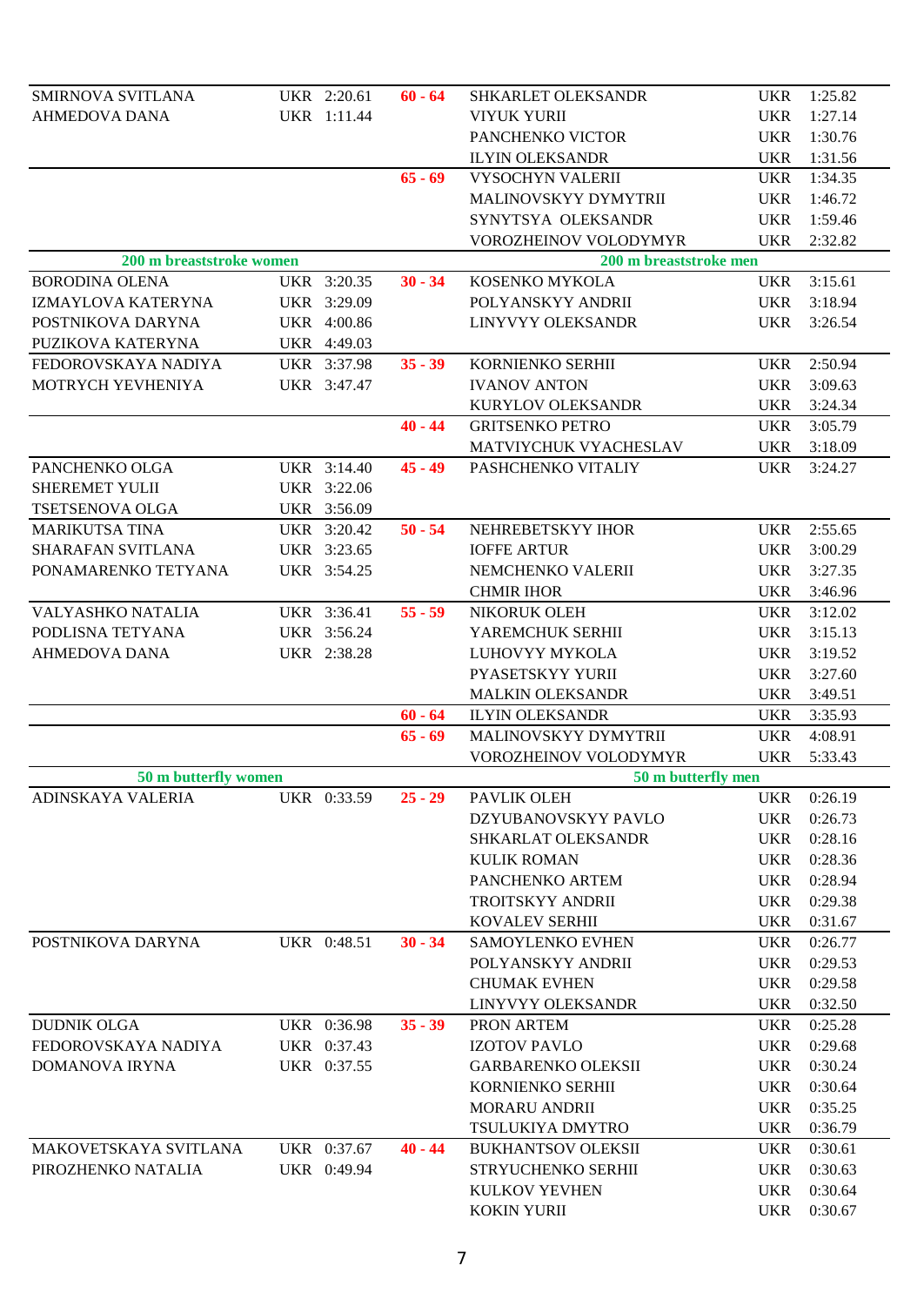| Women | Country | Time | Age group | Men | Country | Time |
|---|---|---|---|---|---|---|
| SMIRNOVA SVITLANA | UKR | 2:20.61 | 60 - 64 | SHKARLET OLEKSANDR | UKR | 1:25.82 |
| AHMEDOVA DANA | UKR | 1:11.44 | | VIYUK YURII | UKR | 1:27.14 |
| | | | | PANCHENKO VICTOR | UKR | 1:30.76 |
| | | | | ILYIN OLEKSANDR | UKR | 1:31.56 |
| | | | 65 - 69 | VYSOCHYN VALERII | UKR | 1:34.35 |
| | | | | MALINOVSKYY DYMYTRII | UKR | 1:46.72 |
| | | | | SYNYTSYA OLEKSANDR | UKR | 1:59.46 |
| | | | | VOROZHEINOV VOLODYMYR | UKR | 2:32.82 |
| **200 m breaststroke women** | | | | **200 m breaststroke men** | | |
| BORODINA OLENA | UKR | 3:20.35 | 30 - 34 | KOSENKO MYKOLA | UKR | 3:15.61 |
| IZMAYLOVA KATERYNA | UKR | 3:29.09 | | POLYANSKYY ANDRII | UKR | 3:18.94 |
| POSTNIKOVA DARYNA | UKR | 4:00.86 | | LINYVYY OLEKSANDR | UKR | 3:26.54 |
| PUZIKOVA KATERYNA | UKR | 4:49.03 | | | | |
| FEDOROVSKAYA NADIYA | UKR | 3:37.98 | 35 - 39 | KORNIENKO SERHII | UKR | 2:50.94 |
| MOTRYCH YEVHENIYA | UKR | 3:47.47 | | IVANOV ANTON | UKR | 3:09.63 |
| | | | | KURYLOV OLEKSANDR | UKR | 3:24.34 |
| | | | 40 - 44 | GRITSENKO PETRO | UKR | 3:05.79 |
| | | | | MATVIYCHUK VYACHESLAV | UKR | 3:18.09 |
| PANCHENKO OLGA | UKR | 3:14.40 | 45 - 49 | PASHCHENKO VITALIY | UKR | 3:24.27 |
| SHEREMET YULII | UKR | 3:22.06 | | | | |
| TSETSENOVA OLGA | UKR | 3:56.09 | | | | |
| MARIKUTSA TINA | UKR | 3:20.42 | 50 - 54 | NEHREBETSKYY IHOR | UKR | 2:55.65 |
| SHARAFAN SVITLANA | UKR | 3:23.65 | | IOFFE ARTUR | UKR | 3:00.29 |
| PONAMARENKO TETYANA | UKR | 3:54.25 | | NEMCHENKO VALERII | UKR | 3:27.35 |
| | | | | CHMIR IHOR | UKR | 3:46.96 |
| VALYASHKO NATALIA | UKR | 3:36.41 | 55 - 59 | NIKORUK OLEH | UKR | 3:12.02 |
| PODLISNA TETYANA | UKR | 3:56.24 | | YAREMCHUK SERHII | UKR | 3:15.13 |
| AHMEDOVA DANA | UKR | 2:38.28 | | LUHOVYY MYKOLA | UKR | 3:19.52 |
| | | | | PYASETSKYY YURII | UKR | 3:27.60 |
| | | | | MALKIN OLEKSANDR | UKR | 3:49.51 |
| | | | 60 - 64 | ILYIN OLEKSANDR | UKR | 3:35.93 |
| | | | 65 - 69 | MALINOVSKYY DYMYTRII | UKR | 4:08.91 |
| | | | | VOROZHEINOV VOLODYMYR | UKR | 5:33.43 |
| **50 m butterfly women** | | | | **50 m butterfly men** | | |
| ADINSKAYA VALERIA | UKR | 0:33.59 | 25 - 29 | PAVLIK OLEH | UKR | 0:26.19 |
| | | | | DZYUBANOVSKYY PAVLO | UKR | 0:26.73 |
| | | | | SHKARLAT OLEKSANDR | UKR | 0:28.16 |
| | | | | KULIK ROMAN | UKR | 0:28.36 |
| | | | | PANCHENKO ARTEM | UKR | 0:28.94 |
| | | | | TROITSKYY ANDRII | UKR | 0:29.38 |
| | | | | KOVALEV SERHII | UKR | 0:31.67 |
| POSTNIKOVA DARYNA | UKR | 0:48.51 | 30 - 34 | SAMOYLENKO EVHEN | UKR | 0:26.77 |
| | | | | POLYANSKYY ANDRII | UKR | 0:29.53 |
| | | | | CHUMAK EVHEN | UKR | 0:29.58 |
| | | | | LINYVYY OLEKSANDR | UKR | 0:32.50 |
| DUDNIK OLGA | UKR | 0:36.98 | 35 - 39 | PRON ARTEM | UKR | 0:25.28 |
| FEDOROVSKAYA NADIYA | UKR | 0:37.43 | | IZOTOV PAVLO | UKR | 0:29.68 |
| DOMANOVA IRYNA | UKR | 0:37.55 | | GARBARENKO OLEKSII | UKR | 0:30.24 |
| | | | | KORNIENKO SERHII | UKR | 0:30.64 |
| | | | | MORARU ANDRII | UKR | 0:35.25 |
| | | | | TSULUKIYA DMYTRO | UKR | 0:36.79 |
| MAKOVETSKAYA SVITLANA | UKR | 0:37.67 | 40 - 44 | BUKHANTSOV OLEKSII | UKR | 0:30.61 |
| PIROZHENKO NATALIA | UKR | 0:49.94 | | STRYUCHENKO SERHII | UKR | 0:30.63 |
| | | | | KULKOV YEVHEN | UKR | 0:30.64 |
| | | | | KOKIN YURII | UKR | 0:30.67 |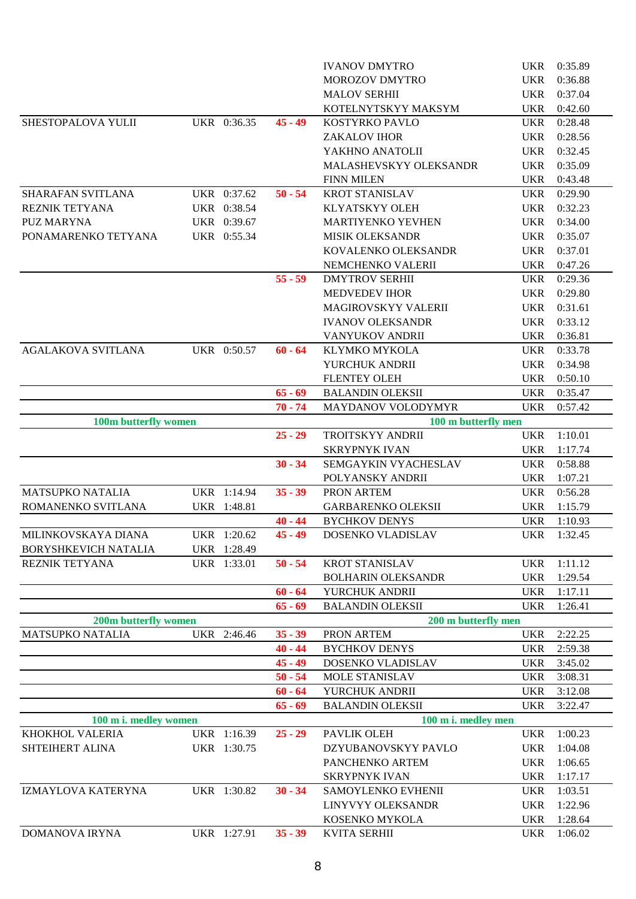| Women | Country | Time | Age group | Men | Country | Time |
|---|---|---|---|---|---|---|
| | | | | IVANOV DMYTRO | UKR | 0:35.89 |
| | | | | MOROZOV DMYTRO | UKR | 0:36.88 |
| | | | | MALOV SERHII | UKR | 0:37.04 |
| | | | | KOTELNYTSKYY MAKSYM | UKR | 0:42.60 |
| SHESTOPALOVA YULII | UKR | 0:36.35 | 45 - 49 | KOSTYRKO PAVLO | UKR | 0:28.48 |
| | | | | ZAKALOV IHOR | UKR | 0:28.56 |
| | | | | YAKHNO ANATOLII | UKR | 0:32.45 |
| | | | | MALASHEVSKYY OLEKSANDR | UKR | 0:35.09 |
| | | | | FINN MILEN | UKR | 0:43.48 |
| SHARAFAN SVITLANA | UKR | 0:37.62 | 50 - 54 | KROT STANISLAV | UKR | 0:29.90 |
| REZNIK TETYANA | UKR | 0:38.54 | | KLYATSKYY OLEH | UKR | 0:32.23 |
| PUZ MARYNA | UKR | 0:39.67 | | MARTIYENKO YEVHEN | UKR | 0:34.00 |
| PONAMARENKO TETYANA | UKR | 0:55.34 | | MISIK OLEKSANDR | UKR | 0:35.07 |
| | | | | KOVALENKO OLEKSANDR | UKR | 0:37.01 |
| | | | | NEMCHENKO VALERII | UKR | 0:47.26 |
| | | | 55 - 59 | DMYTROV SERHII | UKR | 0:29.36 |
| | | | | MEDVEDEV IHOR | UKR | 0:29.80 |
| | | | | MAGIROVSKYY VALERII | UKR | 0:31.61 |
| | | | | IVANOV OLEKSANDR | UKR | 0:33.12 |
| | | | | VANYUKOV ANDRII | UKR | 0:36.81 |
| AGALAKOVA SVITLANA | UKR | 0:50.57 | 60 - 64 | KLYMKO MYKOLA | UKR | 0:33.78 |
| | | | | YURCHUK ANDRII | UKR | 0:34.98 |
| | | | | FLENTEY OLEH | UKR | 0:50.10 |
| | | | 65 - 69 | BALANDIN OLEKSII | UKR | 0:35.47 |
| | | | 70 - 74 | MAYDANOV VOLODYMYR | UKR | 0:57.42 |
| **100m butterfly women** | | | | **100 m butterfly men** | | |
| | | | 25 - 29 | TROITSKYY ANDRII | UKR | 1:10.01 |
| | | | | SKRYPNYK IVAN | UKR | 1:17.74 |
| | | | 30 - 34 | SEMGAYKIN VYACHESLAV | UKR | 0:58.88 |
| | | | | POLYANSKY ANDRII | UKR | 1:07.21 |
| MATSUPKO NATALIA | UKR | 1:14.94 | 35 - 39 | PRON ARTEM | UKR | 0:56.28 |
| ROMANENKO SVITLANA | UKR | 1:48.81 | | GARBARENKO OLEKSII | UKR | 1:15.79 |
| | | | 40 - 44 | BYCHKOV DENYS | UKR | 1:10.93 |
| MILINKOVSKAYA DIANA | UKR | 1:20.62 | 45 - 49 | DOSENKO VLADISLAV | UKR | 1:32.45 |
| BORYSHKEVICH NATALIA | UKR | 1:28.49 | | | | |
| REZNIK TETYANA | UKR | 1:33.01 | 50 - 54 | KROT STANISLAV | UKR | 1:11.12 |
| | | | | BOLHARIN OLEKSANDR | UKR | 1:29.54 |
| | | | 60 - 64 | YURCHUK ANDRII | UKR | 1:17.11 |
| | | | 65 - 69 | BALANDIN OLEKSII | UKR | 1:26.41 |
| **200m butterfly women** | | | | **200 m butterfly men** | | |
| MATSUPKO NATALIA | UKR | 2:46.46 | 35 - 39 | PRON ARTEM | UKR | 2:22.25 |
| | | | 40 - 44 | BYCHKOV DENYS | UKR | 2:59.38 |
| | | | 45 - 49 | DOSENKO VLADISLAV | UKR | 3:45.02 |
| | | | 50 - 54 | MOLE STANISLAV | UKR | 3:08.31 |
| | | | 60 - 64 | YURCHUK ANDRII | UKR | 3:12.08 |
| | | | 65 - 69 | BALANDIN OLEKSII | UKR | 3:22.47 |
| **100 m i. medley women** | | | | **100 m i. medley men** | | |
| KHOKHOL VALERIA | UKR | 1:16.39 | 25 - 29 | PAVLIK OLEH | UKR | 1:00.23 |
| SHTEIHERT ALINA | UKR | 1:30.75 | | DZYUBANOVSKYY PAVLO | UKR | 1:04.08 |
| | | | | PANCHENKO ARTEM | UKR | 1:06.65 |
| | | | | SKRYPNYK IVAN | UKR | 1:17.17 |
| IZMAYLOVA KATERYNA | UKR | 1:30.82 | 30 - 34 | SAMOYLENKO EVHENII | UKR | 1:03.51 |
| | | | | LINYVYY OLEKSANDR | UKR | 1:22.96 |
| | | | | KOSENKO MYKOLA | UKR | 1:28.64 |
| DOMANOVA IRYNA | UKR | 1:27.91 | 35 - 39 | KVITA SERHII | UKR | 1:06.02 |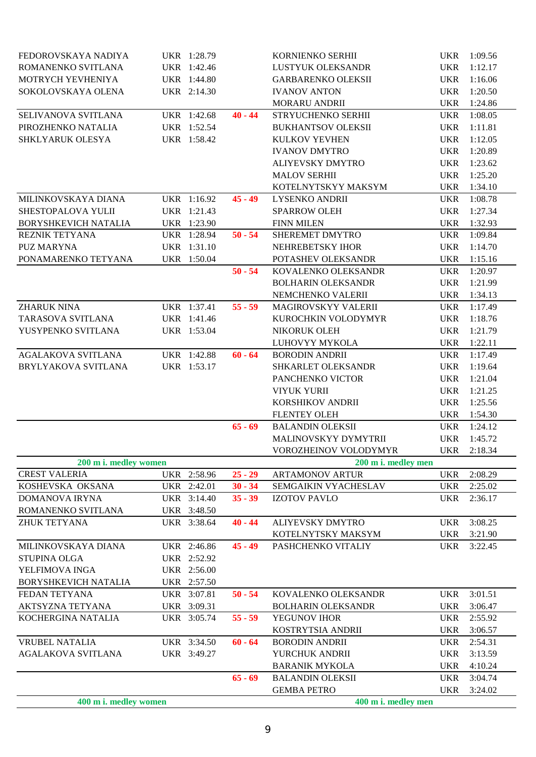| Women | | | Age | Men | | |
|---|---|---|---|---|---|---|
| FEDOROVSKAYA NADIYA | UKR | 1:28.79 | | KORNIENKO SERHII | UKR | 1:09.56 |
| ROMANENKO SVITLANA | UKR | 1:42.46 | | LUSTYUK OLEKSANDR | UKR | 1:12.17 |
| MOTRYCH YEVHENIYA | UKR | 1:44.80 | | GARBARENKO OLEKSII | UKR | 1:16.06 |
| SOKOLOVSKAYA OLENA | UKR | 2:14.30 | | IVANOV ANTON | UKR | 1:20.50 |
| | | | | MORARU ANDRII | UKR | 1:24.86 |
| SELIVANOVA SVITLANA | UKR | 1:42.68 | 40 - 44 | STRYUCHENKO SERHII | UKR | 1:08.05 |
| PIROZHENKO NATALIA | UKR | 1:52.54 | | BUKHANTSOV OLEKSII | UKR | 1:11.81 |
| SHKLYARUK OLESYA | UKR | 1:58.42 | | KULKOV YEVHEN | UKR | 1:12.05 |
| | | | | IVANOV DMYTRO | UKR | 1:20.89 |
| | | | | ALIYEVSKY DMYTRO | UKR | 1:23.62 |
| | | | | MALOV SERHII | UKR | 1:25.20 |
| | | | | KOTELNYTSKYY MAKSYM | UKR | 1:34.10 |
| MILINKOVSKAYA DIANA | UKR | 1:16.92 | 45 - 49 | LYSENKO ANDRII | UKR | 1:08.78 |
| SHESTOPALOVA YULII | UKR | 1:21.43 | | SPARROW OLEH | UKR | 1:27.34 |
| BORYSHKEVICH NATALIA | UKR | 1:23.90 | | FINN MILEN | UKR | 1:32.93 |
| REZNIK TETYANA | UKR | 1:28.94 | 50 - 54 | SHEREMET DMYTRO | UKR | 1:09.84 |
| PUZ MARYNA | UKR | 1:31.10 | | NEHREBETSKY IHOR | UKR | 1:14.70 |
| PONAMARENKO TETYANA | UKR | 1:50.04 | | POTASHEV OLEKSANDR | UKR | 1:15.16 |
| | | | 50 - 54 | KOVALENKO OLEKSANDR | UKR | 1:20.97 |
| | | | | BOLHARIN OLEKSANDR | UKR | 1:21.99 |
| | | | | NEMCHENKO VALERII | UKR | 1:34.13 |
| ZHARUK NINA | UKR | 1:37.41 | 55 - 59 | MAGIROVSKYY VALERII | UKR | 1:17.49 |
| TARASOVA SVITLANA | UKR | 1:41.46 | | KUROCHKIN VOLODYMYR | UKR | 1:18.76 |
| YUSYPENKO SVITLANA | UKR | 1:53.04 | | NIKORUK OLEH | UKR | 1:21.79 |
| | | | | LUHOVYY MYKOLA | UKR | 1:22.11 |
| AGALAKOVA SVITLANA | UKR | 1:42.88 | 60 - 64 | BORODIN ANDRII | UKR | 1:17.49 |
| BRYLYAKOVA SVITLANA | UKR | 1:53.17 | | SHKARLET OLEKSANDR | UKR | 1:19.64 |
| | | | | PANCHENKO VICTOR | UKR | 1:21.04 |
| | | | | VIYUK YURII | UKR | 1:21.25 |
| | | | | KORSHIKOV ANDRII | UKR | 1:25.56 |
| | | | | FLENTEY OLEH | UKR | 1:54.30 |
| | | | 65 - 69 | BALANDIN OLEKSII | UKR | 1:24.12 |
| | | | | MALINOVSKYY DYMYTRII | UKR | 1:45.72 |
| | | | | VOROZHEINOV VOLODYMYR | UKR | 2:18.34 |
| **200 m i. medley women** | | | | **200 m i. medley men** | | |
| CREST VALERIA | UKR | 2:58.96 | 25 - 29 | ARTAMONOV ARTUR | UKR | 2:08.29 |
| KOSHEVSKA OKSANA | UKR | 2:42.01 | 30 - 34 | SEMGAIKIN VYACHESLAV | UKR | 2:25.02 |
| DOMANOVA IRYNA | UKR | 3:14.40 | 35 - 39 | IZOTOV PAVLO | UKR | 2:36.17 |
| ROMANENKO SVITLANA | UKR | 3:48.50 | | | | |
| ZHUK TETYANA | UKR | 3:38.64 | 40 - 44 | ALIYEVSKY DMYTRO | UKR | 3:08.25 |
| | | | | KOTELNYTSKY MAKSYM | UKR | 3:21.90 |
| MILINKOVSKAYA DIANA | UKR | 2:46.86 | 45 - 49 | PASHCHENKO VITALIY | UKR | 3:22.45 |
| STUPINA OLGA | UKR | 2:52.92 | | | | |
| YELFIMOVA INGA | UKR | 2:56.00 | | | | |
| BORYSHKEVICH NATALIA | UKR | 2:57.50 | | | | |
| FEDAN TETYANA | UKR | 3:07.81 | 50 - 54 | KOVALENKO OLEKSANDR | UKR | 3:01.51 |
| AKTSYZNA TETYANA | UKR | 3:09.31 | | BOLHARIN OLEKSANDR | UKR | 3:06.47 |
| KOCHERGINA NATALIA | UKR | 3:05.74 | 55 - 59 | YEGUNOV IHOR | UKR | 2:55.92 |
| | | | | KOSTRYTSIA ANDRII | UKR | 3:06.57 |
| VRUBEL NATALIA | UKR | 3:34.50 | 60 - 64 | BORODIN ANDRII | UKR | 2:54.31 |
| AGALAKOVA SVITLANA | UKR | 3:49.27 | | YURCHUK ANDRII | UKR | 3:13.59 |
| | | | | BARANIK MYKOLA | UKR | 4:10.24 |
| | | | 65 - 69 | BALANDIN OLEKSII | UKR | 3:04.74 |
| | | | | GEMBA PETRO | UKR | 3:24.02 |
| **400 m i. medley women** | | | | **400 m i. medley men** | | |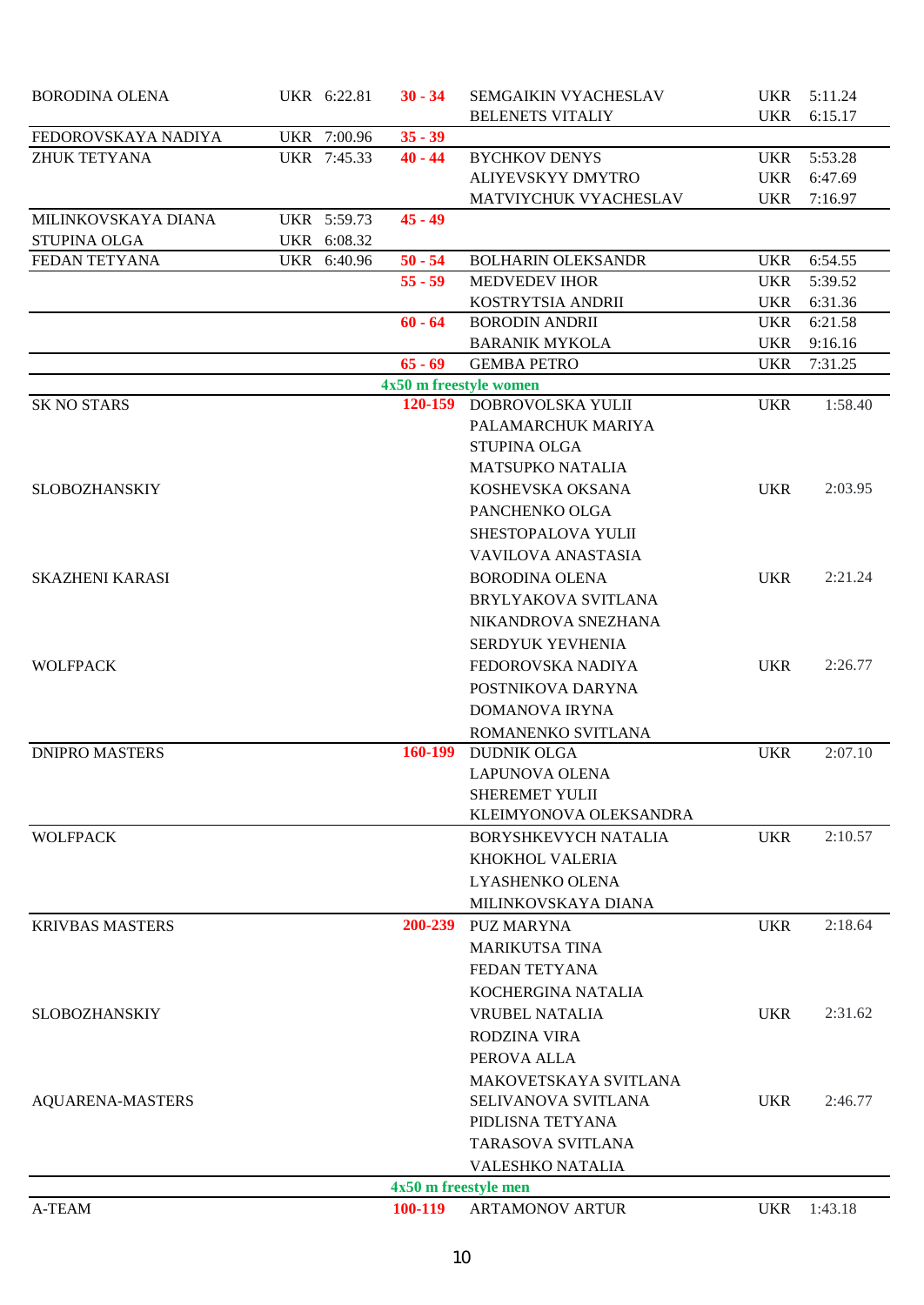| Name | Country | Time | Age group | Name | Country | Time |
|---|---|---|---|---|---|---|
| BORODINA OLENA | UKR | 6:22.81 | 30 - 34 | SEMGAIKIN VYACHESLAV | UKR | 5:11.24 |
| | | | | BELENETS VITALIY | UKR | 6:15.17 |
| FEDOROVSKAYA NADIYA | UKR | 7:00.96 | 35 - 39 | | | |
| ZHUK TETYANA | UKR | 7:45.33 | 40 - 44 | BYCHKOV DENYS | UKR | 5:53.28 |
| | | | | ALIYEVSKYY DMYTRO | UKR | 6:47.69 |
| | | | | MATVIYCHUK VYACHESLAV | UKR | 7:16.97 |
| MILINKOVSKAYA DIANA | UKR | 5:59.73 | 45 - 49 | | | |
| STUPINA OLGA | UKR | 6:08.32 | | | | |
| FEDAN TETYANA | UKR | 6:40.96 | 50 - 54 | BOLHARIN OLEKSANDR | UKR | 6:54.55 |
| | | | 55 - 59 | MEDVEDEV IHOR | UKR | 5:39.52 |
| | | | | KOSTRYTSIA ANDRII | UKR | 6:31.36 |
| | | | 60 - 64 | BORODIN ANDRII | UKR | 6:21.58 |
| | | | | BARANIK MYKOLA | UKR | 9:16.16 |
| | | | 65 - 69 | GEMBA PETRO | UKR | 7:31.25 |

## 4x50 m freestyle women

| Team | Age group | Swimmers | Country | Time |
|---|---|---|---|---|
| SK NO STARS | 120-159 | DOBROVOLSKA YULII<br>PALAMARCHUK MARIYA<br>STUPINA OLGA<br>MATSUPKO NATALIA | UKR | 1:58.40 |
| SLOBOZHANSKIY | | KOSHEVSKA OKSANA<br>PANCHENKO OLGA<br>SHESTOPALOVA YULII<br>VAVILOVA ANASTASIA | UKR | 2:03.95 |
| SKAZHENI KARASI | | BORODINA OLENA<br>BRYLYAKOVA SVITLANA<br>NIKANDROVA SNEZHANA<br>SERDYUK YEVHENIA | UKR | 2:21.24 |
| WOLFPACK | | FEDOROVSKA NADIYA<br>POSTNIKOVA DARYNA<br>DOMANOVA IRYNA<br>ROMANENKO SVITLANA | UKR | 2:26.77 |
| DNIPRO MASTERS | 160-199 | DUDNIK OLGA<br>LAPUNOVA OLENA<br>SHEREMET YULII<br>KLEIMYONOVA OLEKSANDRA | UKR | 2:07.10 |
| WOLFPACK | | BORYSHKEVYCH NATALIA<br>KHOKHOL VALERIA<br>LYASHENKO OLENA<br>MILINKOVSKAYA DIANA | UKR | 2:10.57 |
| KRIVBAS MASTERS | 200-239 | PUZ MARYNA<br>MARIKUTSA TINA<br>FEDAN TETYANA<br>KOCHERGINA NATALIA | UKR | 2:18.64 |
| SLOBOZHANSKIY | | VRUBEL NATALIA<br>RODZINA VIRA<br>PEROVA ALLA<br>MAKOVETSKAYA SVITLANA | UKR | 2:31.62 |
| AQUARENA-MASTERS | | SELIVANOVA SVITLANA<br>PIDLISNA TETYANA<br>TARASOVA SVITLANA<br>VALESHKO NATALIA | UKR | 2:46.77 |

## 4x50 m freestyle men

| Team | Age group | Swimmers | Country | Time |
|---|---|---|---|---|
| A-TEAM | 100-119 | ARTAMONOV ARTUR | UKR | 1:43.18 |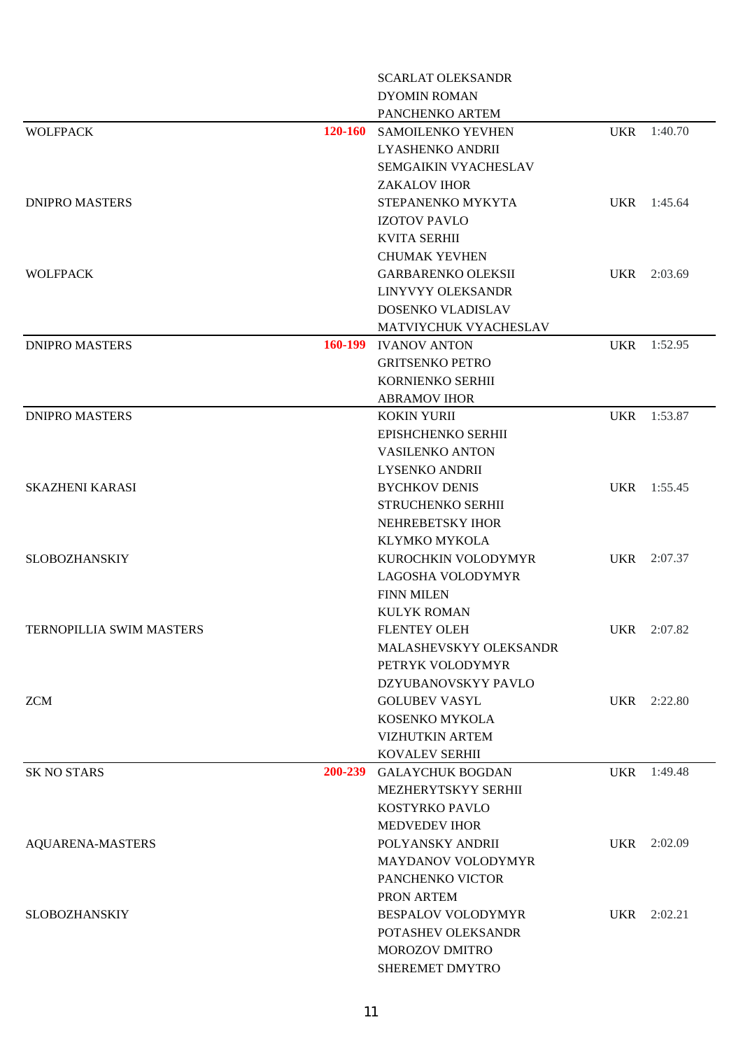| Team | Age group | Swimmers | Country | Time |
|---|---|---|---|---|
| | | SCARLAT OLEKSANDR | | |
| | | DYOMIN ROMAN | | |
| | | PANCHENKO ARTEM | | |
| WOLFPACK | **120-160** | SAMOILENKO YEVHEN | UKR | 1:40.70 |
| | | LYASHENKO ANDRII | | |
| | | SEMGAIKIN VYACHESLAV | | |
| | | ZAKALOV IHOR | | |
| DNIPRO MASTERS | | STEPANENKO MYKYTA | UKR | 1:45.64 |
| | | IZOTOV PAVLO | | |
| | | KVITA SERHII | | |
| | | CHUMAK YEVHEN | | |
| WOLFPACK | | GARBARENKO OLEKSII | UKR | 2:03.69 |
| | | LINYVYY OLEKSANDR | | |
| | | DOSENKO VLADISLAV | | |
| | | MATVIYCHUK VYACHESLAV | | |
| DNIPRO MASTERS | **160-199** | IVANOV ANTON | UKR | 1:52.95 |
| | | GRITSENKO PETRO | | |
| | | KORNIENKO SERHII | | |
| | | ABRAMOV IHOR | | |
| DNIPRO MASTERS | | KOKIN YURII | UKR | 1:53.87 |
| | | EPISHCHENKO SERHII | | |
| | | VASILENKO ANTON | | |
| | | LYSENKO ANDRII | | |
| SKAZHENI KARASI | | BYCHKOV DENIS | UKR | 1:55.45 |
| | | STRUCHENKO SERHII | | |
| | | NEHREBETSKY IHOR | | |
| | | KLYMKO MYKOLA | | |
| SLOBOZHANSKIY | | KUROCHKIN VOLODYMYR | UKR | 2:07.37 |
| | | LAGOSHA VOLODYMYR | | |
| | | FINN MILEN | | |
| | | KULYK ROMAN | | |
| TERNOPILLIA SWIM MASTERS | | FLENTEY OLEH | UKR | 2:07.82 |
| | | MALASHEVSKYY OLEKSANDR | | |
| | | PETRYK VOLODYMYR | | |
| | | DZYUBANOVSKYY PAVLO | | |
| ZCM | | GOLUBEV VASYL | UKR | 2:22.80 |
| | | KOSENKO MYKOLA | | |
| | | VIZHUTKIN ARTEM | | |
| | | KOVALEV SERHII | | |
| SK NO STARS | **200-239** | GALAYCHUK BOGDAN | UKR | 1:49.48 |
| | | MEZHERYTSKYY SERHII | | |
| | | KOSTYRKO PAVLO | | |
| | | MEDVEDEV IHOR | | |
| AQUARENA-MASTERS | | POLYANSKY ANDRII | UKR | 2:02.09 |
| | | MAYDANOV VOLODYMYR | | |
| | | PANCHENKO VICTOR | | |
| | | PRON ARTEM | | |
| SLOBOZHANSKIY | | BESPALOV VOLODYMYR | UKR | 2:02.21 |
| | | POTASHEV OLEKSANDR | | |
| | | MOROZOV DMITRO | | |
| | | SHEREMET DMYTRO | | |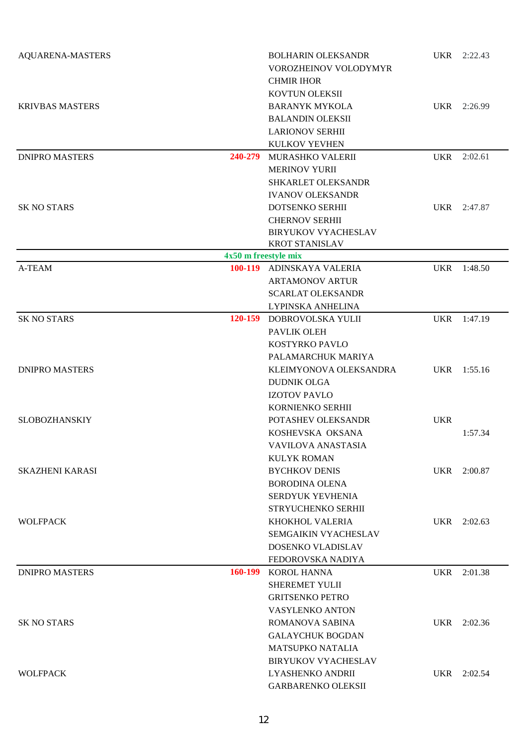| Team | Age group | Swimmers | Country | Time |
|---|---|---|---|---|
| AQUARENA-MASTERS | | BOLHARIN OLEKSANDR<br>VOROZHEINOV VOLODYMYR<br>CHMIR IHOR<br>KOVTUN OLEKSII | UKR | 2:22.43 |
| KRIVBAS MASTERS | | BARANYK MYKOLA<br>BALANDIN OLEKSII<br>LARIONOV SERHII<br>KULKOV YEVHEN | UKR | 2:26.99 |
| DNIPRO MASTERS | 240-279 | MURASHKO VALERII<br>MERINOV YURII<br>SHKARLET OLEKSANDR<br>IVANOV OLEKSANDR | UKR | 2:02.61 |
| SK NO STARS | | DOTSENKO SERHII<br>CHERNOV SERHII<br>BIRYUKOV VYACHESLAV<br>KROT STANISLAV | UKR | 2:47.87 |

**4x50 m freestyle mix**

| Team | Age group | Swimmers | Country | Time |
|---|---|---|---|---|
| A-TEAM | 100-119 | ADINSKAYA VALERIA<br>ARTAMONOV ARTUR<br>SCARLAT OLEKSANDR<br>LYPINSKA ANHELINA | UKR | 1:48.50 |
| SK NO STARS | 120-159 | DOBROVOLSKA YULII<br>PAVLIK OLEH<br>KOSTYRKO PAVLO<br>PALAMARCHUK MARIYA | UKR | 1:47.19 |
| DNIPRO MASTERS | | KLEIMYONOVA OLEKSANDRA<br>DUDNIK OLGA<br>IZOTOV PAVLO<br>KORNIENKO SERHII | UKR | 1:55.16 |
| SLOBOZHANSKIY | | POTASHEV OLEKSANDR<br>KOSHEVSKA OKSANA<br>VAVILOVA ANASTASIA<br>KULYK ROMAN | UKR | 1:57.34 |
| SKAZHENI KARASI | | BYCHKOV DENIS<br>BORODINA OLENA<br>SERDYUK YEVHENIA<br>STRYUCHENKO SERHII | UKR | 2:00.87 |
| WOLFPACK | | KHOKHOL VALERIA<br>SEMGAIKIN VYACHESLAV<br>DOSENKO VLADISLAV<br>FEDOROVSKA NADIYA | UKR | 2:02.63 |
| DNIPRO MASTERS | 160-199 | KOROL HANNA<br>SHEREMET YULII<br>GRITSENKO PETRO<br>VASYLENKO ANTON | UKR | 2:01.38 |
| SK NO STARS | | ROMANOVA SABINA<br>GALAYCHUK BOGDAN<br>MATSUPKO NATALIA<br>BIRYUKOV VYACHESLAV | UKR | 2:02.36 |
| WOLFPACK | | LYASHENKO ANDRII<br>GARBARENKO OLEKSII | UKR | 2:02.54 |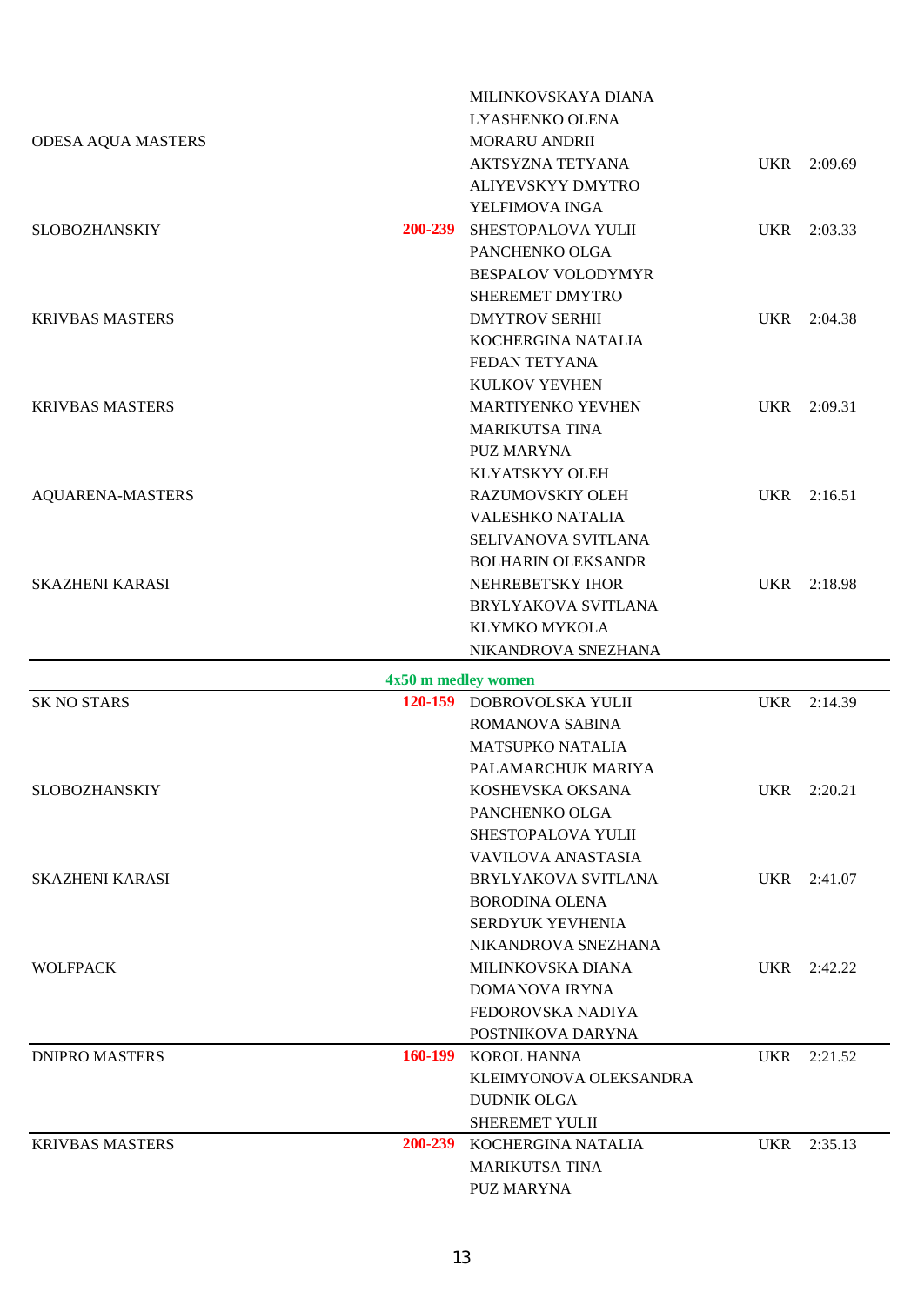| Team | Age group | Swimmers | Nation | Time |
|---|---|---|---|---|
| | | MILINKOVSKAYA DIANA | | |
| | | LYASHENKO OLENA | | |
| ODESA AQUA MASTERS | | MORARU ANDRII | | |
| | | AKTSYZNA TETYANA | UKR | 2:09.69 |
| | | ALIYEVSKYY DMYTRO | | |
| | | YELFIMOVA INGA | | |
| SLOBOZHANSKIY | 200-239 | SHESTOPALOVA YULII | UKR | 2:03.33 |
| | | PANCHENKO OLGA | | |
| | | BESPALOV VOLODYMYR | | |
| | | SHEREMET DMYTRO | | |
| KRIVBAS MASTERS | | DMYTROV SERHII | UKR | 2:04.38 |
| | | KOCHERGINA NATALIA | | |
| | | FEDAN TETYANA | | |
| | | KULKOV YEVHEN | | |
| KRIVBAS MASTERS | | MARTIYENKO YEVHEN | UKR | 2:09.31 |
| | | MARIKUTSA TINA | | |
| | | PUZ MARYNA | | |
| | | KLYATSKYY OLEH | | |
| AQUARENA-MASTERS | | RAZUMOVSKIY OLEH | UKR | 2:16.51 |
| | | VALESHKO NATALIA | | |
| | | SELIVANOVA SVITLANA | | |
| | | BOLHARIN OLEKSANDR | | |
| SKAZHENI KARASI | | NEHREBETSKY IHOR | UKR | 2:18.98 |
| | | BRYLYAKOVA SVITLANA | | |
| | | KLYMKO MYKOLA | | |
| | | NIKANDROVA SNEZHANA | | |

**4x50 m medley women**

| Team | Age group | Swimmers | Nation | Time |
|---|---|---|---|---|
| SK NO STARS | 120-159 | DOBROVOLSKA YULII | UKR | 2:14.39 |
| | | ROMANOVA SABINA | | |
| | | MATSUPKO NATALIA | | |
| | | PALAMARCHUK MARIYA | | |
| SLOBOZHANSKIY | | KOSHEVSKA OKSANA | UKR | 2:20.21 |
| | | PANCHENKO OLGA | | |
| | | SHESTOPALOVA YULII | | |
| | | VAVILOVA ANASTASIA | | |
| SKAZHENI KARASI | | BRYLYAKOVA SVITLANA | UKR | 2:41.07 |
| | | BORODINA OLENA | | |
| | | SERDYUK YEVHENIA | | |
| | | NIKANDROVA SNEZHANA | | |
| WOLFPACK | | MILINKOVSKA DIANA | UKR | 2:42.22 |
| | | DOMANOVA IRYNA | | |
| | | FEDOROVSKA NADIYA | | |
| | | POSTNIKOVA DARYNA | | |
| DNIPRO MASTERS | 160-199 | KOROL HANNA | UKR | 2:21.52 |
| | | KLEIMYONOVA OLEKSANDRA | | |
| | | DUDNIK OLGA | | |
| | | SHEREMET YULII | | |
| KRIVBAS MASTERS | 200-239 | KOCHERGINA NATALIA | UKR | 2:35.13 |
| | | MARIKUTSA TINA | | |
| | | PUZ MARYNA | | |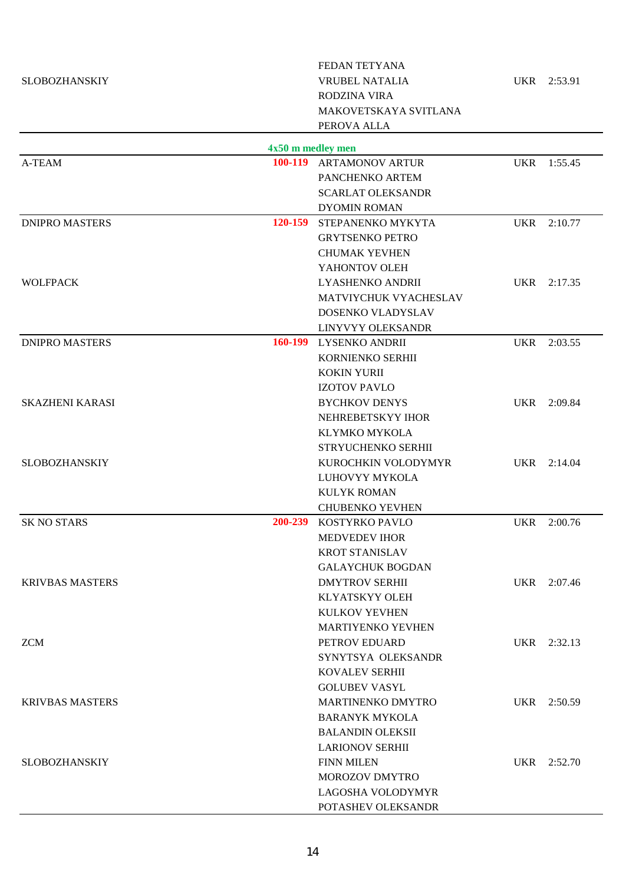| | | | | |
|---|---|---|---|---|
| SLOBOZHANSKIY | | FEDAN TETYANA<br>VRUBEL NATALIA<br>RODZINA VIRA<br>MAKOVETSKAYA SVITLANA<br>PEROVA ALLA | UKR | 2:53.91 |

**4x50 m medley men**

| Team | Age group | Swimmers | Nat | Time |
|---|---|---|---|---|
| A-TEAM | 100-119 | ARTAMONOV ARTUR<br>PANCHENKO ARTEM<br>SCARLAT OLEKSANDR<br>DYOMIN ROMAN | UKR | 1:55.45 |
| DNIPRO MASTERS | 120-159 | STEPANENKO MYKYTA<br>GRYTSENKO PETRO<br>CHUMAK YEVHEN<br>YAHONTOV OLEH | UKR | 2:10.77 |
| WOLFPACK | | LYASHENKO ANDRII<br>MATVIYCHUK VYACHESLAV<br>DOSENKO VLADYSLAV<br>LINYVYY OLEKSANDR | UKR | 2:17.35 |
| DNIPRO MASTERS | 160-199 | LYSENKO ANDRII<br>KORNIENKO SERHII<br>KOKIN YURII<br>IZOTOV PAVLO | UKR | 2:03.55 |
| SKAZHENI KARASI | | BYCHKOV DENYS<br>NEHREBETSKYY IHOR<br>KLYMKO MYKOLA<br>STRYUCHENKO SERHII | UKR | 2:09.84 |
| SLOBOZHANSKIY | | KUROCHKIN VOLODYMYR<br>LUHOVYY MYKOLA<br>KULYK ROMAN<br>CHUBENKO YEVHEN | UKR | 2:14.04 |
| SK NO STARS | 200-239 | KOSTYRKO PAVLO<br>MEDVEDEV IHOR<br>KROT STANISLAV<br>GALAYCHUK BOGDAN | UKR | 2:00.76 |
| KRIVBAS MASTERS | | DMYTROV SERHII<br>KLYATSKYY OLEH<br>KULKOV YEVHEN<br>MARTIYENKO YEVHEN | UKR | 2:07.46 |
| ZCM | | PETROV EDUARD<br>SYNYTSYA OLEKSANDR<br>KOVALEV SERHII<br>GOLUBEV VASYL | UKR | 2:32.13 |
| KRIVBAS MASTERS | | MARTINENKO DMYTRO<br>BARANYK MYKOLA<br>BALANDIN OLEKSII<br>LARIONOV SERHII | UKR | 2:50.59 |
| SLOBOZHANSKIY | | FINN MILEN<br>MOROZOV DMYTRO<br>LAGOSHA VOLODYMYR<br>POTASHEV OLEKSANDR | UKR | 2:52.70 |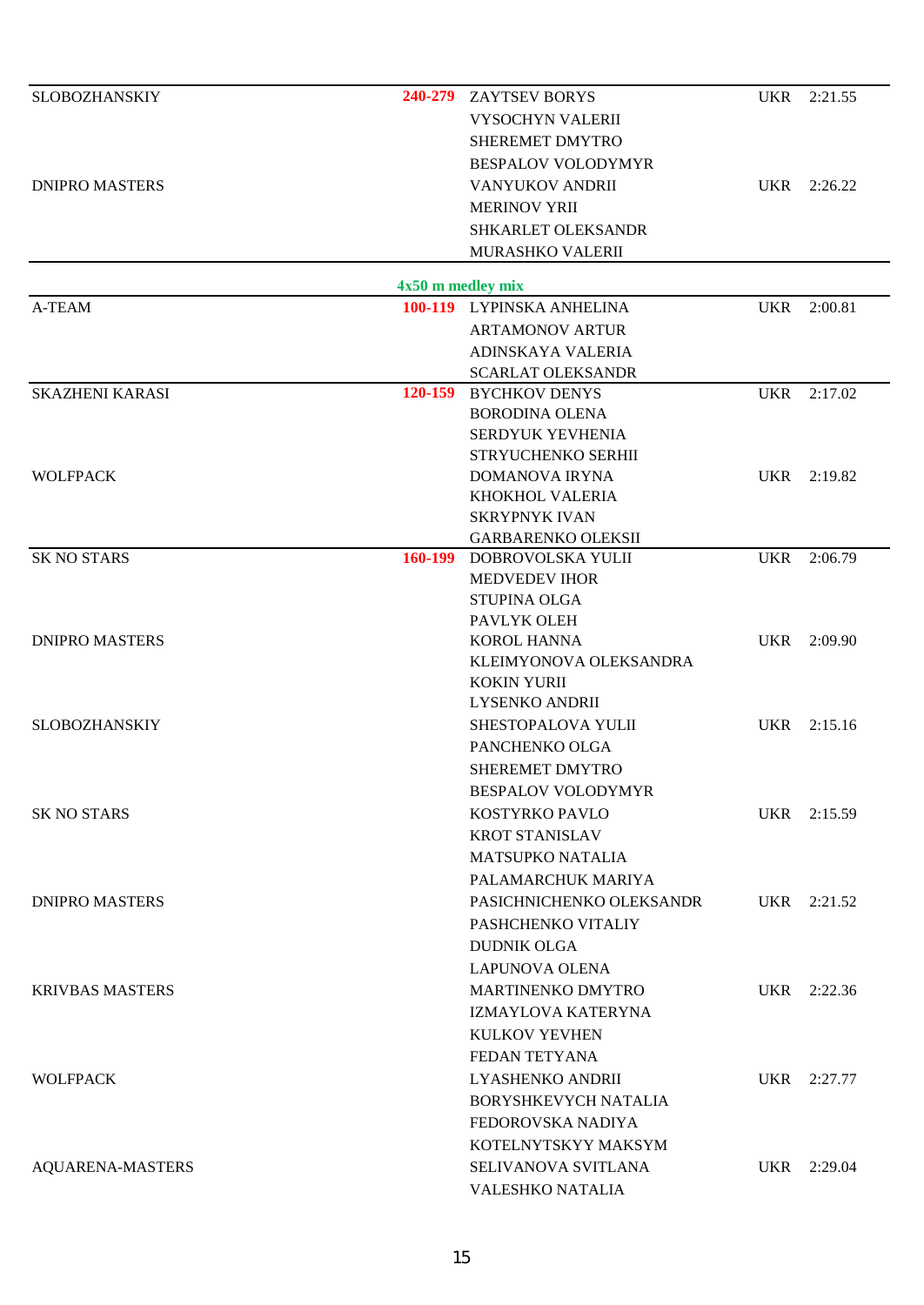| Team | Age group | Swimmers | Nation | Time |
|---|---|---|---|---|
| SLOBOZHANSKIY | 240-279 | ZAYTSEV BORYS<br>VYSOCHYN VALERII<br>SHEREMET DMYTRO<br>BESPALOV VOLODYMYR | UKR | 2:21.55 |
| DNIPRO MASTERS | | VANYUKOV ANDRII<br>MERINOV YRII<br>SHKARLET OLEKSANDR<br>MURASHKO VALERII | UKR | 2:26.22 |

**4x50 m medley mix**

| Team | Age group | Swimmers | Nation | Time |
|---|---|---|---|---|
| A-TEAM | 100-119 | LYPINSKA ANHELINA<br>ARTAMONOV ARTUR<br>ADINSKAYA VALERIA<br>SCARLAT OLEKSANDR | UKR | 2:00.81 |
| SKAZHENI KARASI | 120-159 | BYCHKOV DENYS<br>BORODINA OLENA<br>SERDYUK YEVHENIA<br>STRYUCHENKO SERHII | UKR | 2:17.02 |
| WOLFPACK | | DOMANOVA IRYNA<br>KHOKHOL VALERIA<br>SKRYPNYK IVAN<br>GARBARENKO OLEKSII | UKR | 2:19.82 |
| SK NO STARS | 160-199 | DOBROVOLSKA YULII<br>MEDVEDEV IHOR<br>STUPINA OLGA<br>PAVLYK OLEH | UKR | 2:06.79 |
| DNIPRO MASTERS | | KOROL HANNA<br>KLEIMYONOVA OLEKSANDRA<br>KOKIN YURII<br>LYSENKO ANDRII | UKR | 2:09.90 |
| SLOBOZHANSKIY | | SHESTOPALOVA YULII<br>PANCHENKO OLGA<br>SHEREMET DMYTRO<br>BESPALOV VOLODYMYR | UKR | 2:15.16 |
| SK NO STARS | | KOSTYRKO PAVLO<br>KROT STANISLAV<br>MATSUPKO NATALIA<br>PALAMARCHUK MARIYA | UKR | 2:15.59 |
| DNIPRO MASTERS | | PASICHNICHENKO OLEKSANDR<br>PASHCHENKO VITALIY<br>DUDNIK OLGA<br>LAPUNOVA OLENA | UKR | 2:21.52 |
| KRIVBAS MASTERS | | MARTINENKO DMYTRO<br>IZMAYLOVA KATERYNA<br>KULKOV YEVHEN<br>FEDAN TETYANA | UKR | 2:22.36 |
| WOLFPACK | | LYASHENKO ANDRII<br>BORYSHKEVYCH NATALIA<br>FEDOROVSKA NADIYA<br>KOTELNYTSKYY MAKSYM | UKR | 2:27.77 |
| AQUARENA-MASTERS | | SELIVANOVA SVITLANA<br>VALESHKO NATALIA | UKR | 2:29.04 |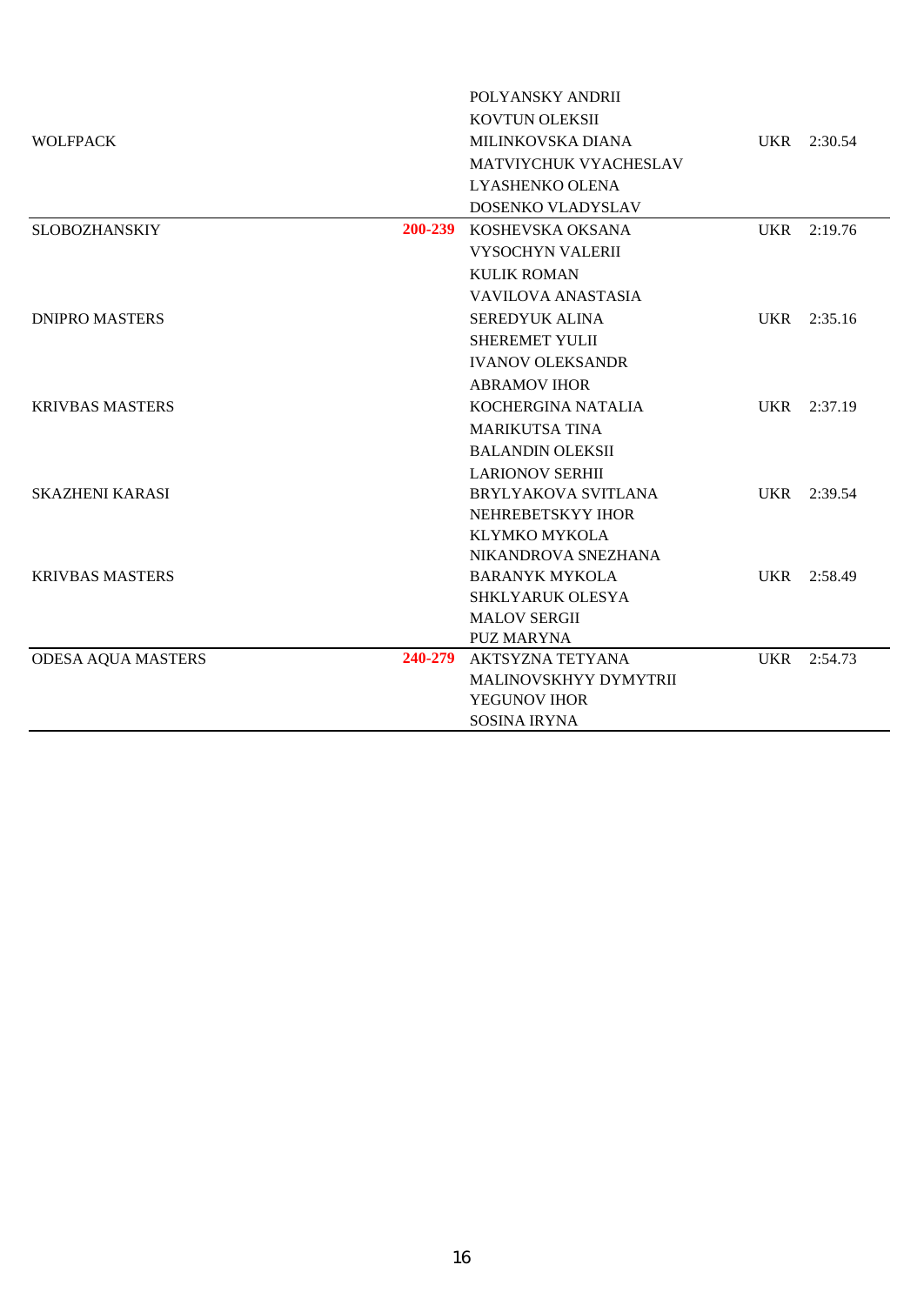| | | | | |
|---|---|---|---|---|
| | | POLYANSKY ANDRII | | |
| | | KOVTUN OLEKSII | | |
| WOLFPACK | | MILINKOVSKA DIANA | UKR | 2:30.54 |
| | | MATVIYCHUK VYACHESLAV | | |
| | | LYASHENKO OLENA | | |
| | | DOSENKO VLADYSLAV | | |
| SLOBOZHANSKIY | **200-239** | KOSHEVSKA OKSANA | UKR | 2:19.76 |
| | | VYSOCHYN VALERII | | |
| | | KULIK ROMAN | | |
| | | VAVILOVA ANASTASIA | | |
| DNIPRO MASTERS | | SEREDYUK ALINA | UKR | 2:35.16 |
| | | SHEREMET YULII | | |
| | | IVANOV OLEKSANDR | | |
| | | ABRAMOV IHOR | | |
| KRIVBAS MASTERS | | KOCHERGINA NATALIA | UKR | 2:37.19 |
| | | MARIKUTSA TINA | | |
| | | BALANDIN OLEKSII | | |
| | | LARIONOV SERHII | | |
| SKAZHENI KARASI | | BRYLYAKOVA SVITLANA | UKR | 2:39.54 |
| | | NEHREBETSKYY IHOR | | |
| | | KLYMKO MYKOLA | | |
| | | NIKANDROVA SNEZHANA | | |
| KRIVBAS MASTERS | | BARANYK MYKOLA | UKR | 2:58.49 |
| | | SHKLYARUK OLESYA | | |
| | | MALOV SERGII | | |
| | | PUZ MARYNA | | |
| ODESA AQUA MASTERS | **240-279** | AKTSYZNA TETYANA | UKR | 2:54.73 |
| | | MALINOVSKHYY DYMYTRII | | |
| | | YEGUNOV IHOR | | |
| | | SOSINA IRYNA | | |